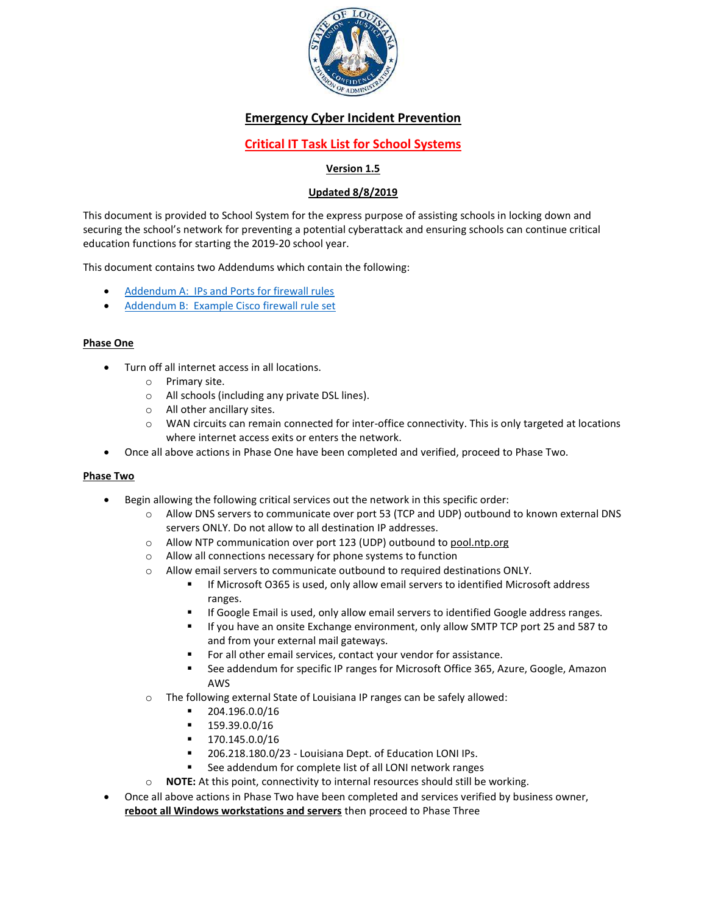# Emergency Cyber Incident Prevention

## Critical IT Task List for School Systems

**Version 1.5**

**Updated 8/8/2019**

This document is provided to School System for the express purpose of assisting schools in locking down and securing the school's network for preventing a potential cyberattack and ensuring schools can continue critical education functions for starting the 2019-20 school year.

This document contains two Addendums which contain the following:

- Addendum A: IPs and Ports for firewall rules
- Addendum B: Example Cisco firewall rule set

### Phase One

- Turn off all internet access in all locations.
  - Primary site.
  - All schools (including any private DSL lines).
  - All other ancillary sites.
  - WAN circuits can remain connected for inter-office connectivity. This is only targeted at locations where internet access exits or enters the network.
- Once all above actions in Phase One have been completed and verified, proceed to Phase Two.

### Phase Two

- Begin allowing the following critical services out the network in this specific order:
  - Allow DNS servers to communicate over port 53 (TCP and UDP) outbound to known external DNS servers ONLY. Do not allow to all destination IP addresses.
  - Allow NTP communication over port 123 (UDP) outbound to pool.ntp.org
  - Allow all connections necessary for phone systems to function
  - Allow email servers to communicate outbound to required destinations ONLY.
    - If Microsoft O365 is used, only allow email servers to identified Microsoft address ranges.
    - If Google Email is used, only allow email servers to identified Google address ranges.
    - If you have an onsite Exchange environment, only allow SMTP TCP port 25 and 587 to and from your external mail gateways.
    - For all other email services, contact your vendor for assistance.
    - See addendum for specific IP ranges for Microsoft Office 365, Azure, Google, Amazon AWS
  - The following external State of Louisiana IP ranges can be safely allowed:
    - 204.196.0.0/16
    - 159.39.0.0/16
    - 170.145.0.0/16
    - 206.218.180.0/23 - Louisiana Dept. of Education LONI IPs.
    - See addendum for complete list of all LONI network ranges
  - **NOTE:** At this point, connectivity to internal resources should still be working.
- Once all above actions in Phase Two have been completed and services verified by business owner, **reboot all Windows workstations and servers** then proceed to Phase Three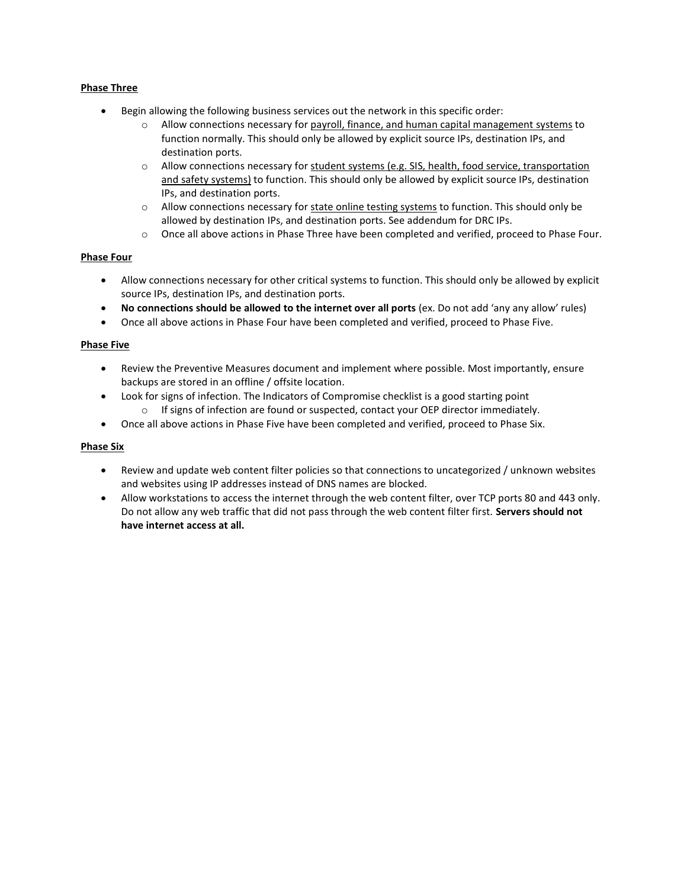**Phase Three**

- Begin allowing the following business services out the network in this specific order:
  - Allow connections necessary for <u>payroll, finance, and human capital management systems</u> to function normally. This should only be allowed by explicit source IPs, destination IPs, and destination ports.
  - Allow connections necessary for <u>student systems (e.g. SIS, health, food service, transportation and safety systems)</u> to function. This should only be allowed by explicit source IPs, destination IPs, and destination ports.
  - Allow connections necessary for <u>state online testing systems</u> to function. This should only be allowed by destination IPs, and destination ports. See addendum for DRC IPs.
  - Once all above actions in Phase Three have been completed and verified, proceed to Phase Four.

**Phase Four**

- Allow connections necessary for other critical systems to function. This should only be allowed by explicit source IPs, destination IPs, and destination ports.
- **No connections should be allowed to the internet over all ports** (ex. Do not add 'any any allow' rules)
- Once all above actions in Phase Four have been completed and verified, proceed to Phase Five.

**Phase Five**

- Review the Preventive Measures document and implement where possible. Most importantly, ensure backups are stored in an offline / offsite location.
- Look for signs of infection. The Indicators of Compromise checklist is a good starting point
  - If signs of infection are found or suspected, contact your OEP director immediately.
- Once all above actions in Phase Five have been completed and verified, proceed to Phase Six.

**Phase Six**

- Review and update web content filter policies so that connections to uncategorized / unknown websites and websites using IP addresses instead of DNS names are blocked.
- Allow workstations to access the internet through the web content filter, over TCP ports 80 and 443 only. Do not allow any web traffic that did not pass through the web content filter first. **Servers should not have internet access at all.**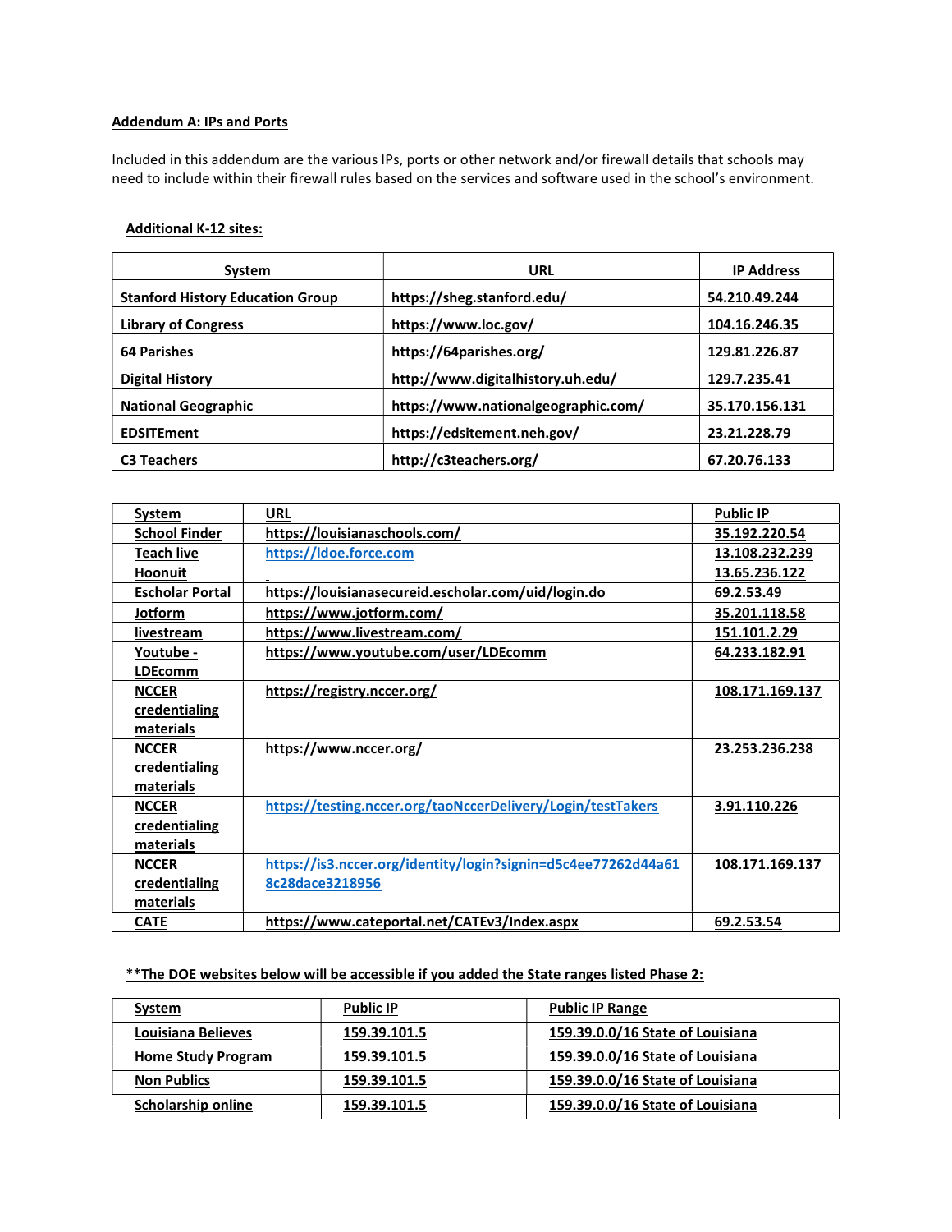**Addendum A: IPs and Ports**

Included in this addendum are the various IPs, ports or other network and/or firewall details that schools may need to include within their firewall rules based on the services and software used in the school's environment.

**Additional K-12 sites:**

| System | URL | IP Address |
|---|---|---|
| Stanford History Education Group | https://sheg.stanford.edu/ | 54.210.49.244 |
| Library of Congress | https://www.loc.gov/ | 104.16.246.35 |
| 64 Parishes | https://64parishes.org/ | 129.81.226.87 |
| Digital History | http://www.digitalhistory.uh.edu/ | 129.7.235.41 |
| National Geographic | https://www.nationalgeographic.com/ | 35.170.156.131 |
| EDSITEment | https://edsitement.neh.gov/ | 23.21.228.79 |
| C3 Teachers | http://c3teachers.org/ | 67.20.76.133 |

| System | URL | Public IP |
|---|---|---|
| School Finder | https://louisianaschools.com/ | 35.192.220.54 |
| Teach live | https://ldoe.force.com | 13.108.232.239 |
| Hoonuit | | 13.65.236.122 |
| Escholar Portal | https://louisianasecureid.escholar.com/uid/login.do | 69.2.53.49 |
| Jotform | https://www.jotform.com/ | 35.201.118.58 |
| livestream | https://www.livestream.com/ | 151.101.2.29 |
| Youtube - LDEcomm | https://www.youtube.com/user/LDEcomm | 64.233.182.91 |
| NCCER credentialing materials | https://registry.nccer.org/ | 108.171.169.137 |
| NCCER credentialing materials | https://www.nccer.org/ | 23.253.236.238 |
| NCCER credentialing materials | https://testing.nccer.org/taoNccerDelivery/Login/testTakers | 3.91.110.226 |
| NCCER credentialing materials | https://is3.nccer.org/identity/login?signin=d5c4ee77262d44a618c28dace3218956 | 108.171.169.137 |
| CATE | https://www.cateportal.net/CATEv3/Index.aspx | 69.2.53.54 |

**\*\*The DOE websites below will be accessible if you added the State ranges listed Phase 2:**

| System | Public IP | Public IP Range |
|---|---|---|
| Louisiana Believes | 159.39.101.5 | 159.39.0.0/16 State of Louisiana |
| Home Study Program | 159.39.101.5 | 159.39.0.0/16 State of Louisiana |
| Non Publics | 159.39.101.5 | 159.39.0.0/16 State of Louisiana |
| Scholarship online | 159.39.101.5 | 159.39.0.0/16 State of Louisiana |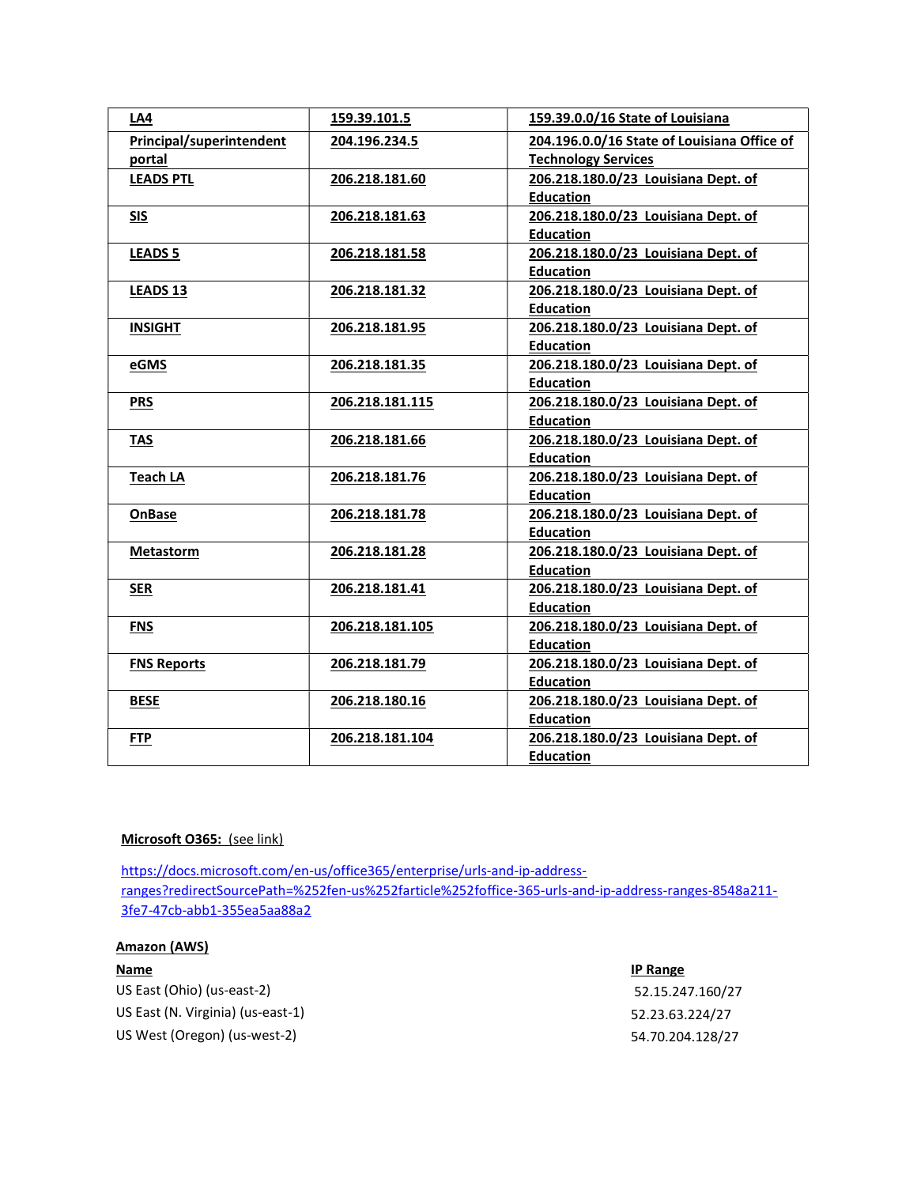| LA4 | 159.39.101.5 | 159.39.0.0/16 State of Louisiana |
| --- | --- | --- |
| Principal/superintendent portal | 204.196.234.5 | 204.196.0.0/16 State of Louisiana Office of Technology Services |
| LEADS PTL | 206.218.181.60 | 206.218.180.0/23 Louisiana Dept. of Education |
| SIS | 206.218.181.63 | 206.218.180.0/23 Louisiana Dept. of Education |
| LEADS 5 | 206.218.181.58 | 206.218.180.0/23 Louisiana Dept. of Education |
| LEADS 13 | 206.218.181.32 | 206.218.180.0/23 Louisiana Dept. of Education |
| INSIGHT | 206.218.181.95 | 206.218.180.0/23 Louisiana Dept. of Education |
| eGMS | 206.218.181.35 | 206.218.180.0/23 Louisiana Dept. of Education |
| PRS | 206.218.181.115 | 206.218.180.0/23 Louisiana Dept. of Education |
| TAS | 206.218.181.66 | 206.218.180.0/23 Louisiana Dept. of Education |
| Teach LA | 206.218.181.76 | 206.218.180.0/23 Louisiana Dept. of Education |
| OnBase | 206.218.181.78 | 206.218.180.0/23 Louisiana Dept. of Education |
| Metastorm | 206.218.181.28 | 206.218.180.0/23 Louisiana Dept. of Education |
| SER | 206.218.181.41 | 206.218.180.0/23 Louisiana Dept. of Education |
| FNS | 206.218.181.105 | 206.218.180.0/23 Louisiana Dept. of Education |
| FNS Reports | 206.218.181.79 | 206.218.180.0/23 Louisiana Dept. of Education |
| BESE | 206.218.180.16 | 206.218.180.0/23 Louisiana Dept. of Education |
| FTP | 206.218.181.104 | 206.218.180.0/23 Louisiana Dept. of Education |

**Microsoft O365:** (see link)

https://docs.microsoft.com/en-us/office365/enterprise/urls-and-ip-address-ranges?redirectSourcePath=%252fen-us%252farticle%252foffice-365-urls-and-ip-address-ranges-8548a211-3fe7-47cb-abb1-355ea5aa88a2

**Amazon (AWS)**

| Name | IP Range |
| --- | --- |
| US East (Ohio) (us-east-2) | 52.15.247.160/27 |
| US East (N. Virginia) (us-east-1) | 52.23.63.224/27 |
| US West (Oregon) (us-west-2) | 54.70.204.128/27 |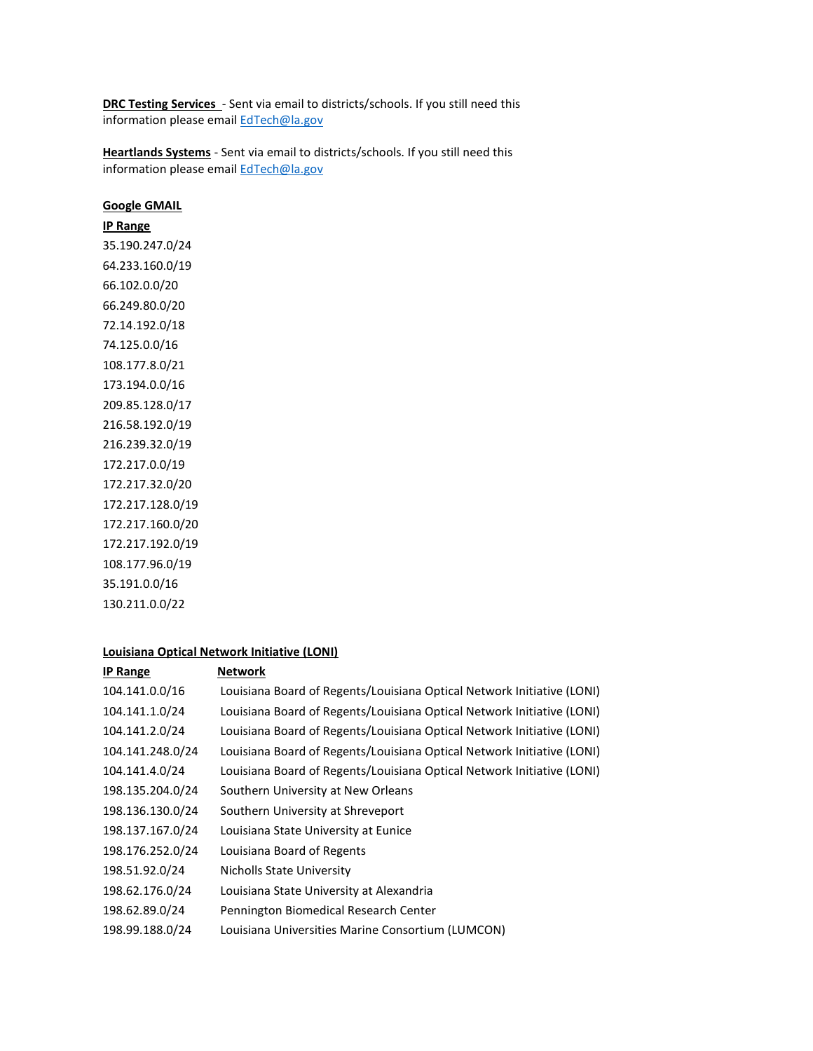**DRC Testing Services** - Sent via email to districts/schools. If you still need this information please email [EdTech@la.gov](mailto:EdTech@la.gov)

**Heartlands Systems** - Sent via email to districts/schools. If you still need this information please email [EdTech@la.gov](mailto:EdTech@la.gov)

**Google GMAIL**

**IP Range**

35.190.247.0/24
64.233.160.0/19
66.102.0.0/20
66.249.80.0/20
72.14.192.0/18
74.125.0.0/16
108.177.8.0/21
173.194.0.0/16
209.85.128.0/17
216.58.192.0/19
216.239.32.0/19
172.217.0.0/19
172.217.32.0/20
172.217.128.0/19
172.217.160.0/20
172.217.192.0/19
108.177.96.0/19
35.191.0.0/16
130.211.0.0/22

**Louisiana Optical Network Initiative (LONI)**

| IP Range | Network |
|---|---|
| 104.141.0.0/16 | Louisiana Board of Regents/Louisiana Optical Network Initiative (LONI) |
| 104.141.1.0/24 | Louisiana Board of Regents/Louisiana Optical Network Initiative (LONI) |
| 104.141.2.0/24 | Louisiana Board of Regents/Louisiana Optical Network Initiative (LONI) |
| 104.141.248.0/24 | Louisiana Board of Regents/Louisiana Optical Network Initiative (LONI) |
| 104.141.4.0/24 | Louisiana Board of Regents/Louisiana Optical Network Initiative (LONI) |
| 198.135.204.0/24 | Southern University at New Orleans |
| 198.136.130.0/24 | Southern University at Shreveport |
| 198.137.167.0/24 | Louisiana State University at Eunice |
| 198.176.252.0/24 | Louisiana Board of Regents |
| 198.51.92.0/24 | Nicholls State University |
| 198.62.176.0/24 | Louisiana State University at Alexandria |
| 198.62.89.0/24 | Pennington Biomedical Research Center |
| 198.99.188.0/24 | Louisiana Universities Marine Consortium (LUMCON) |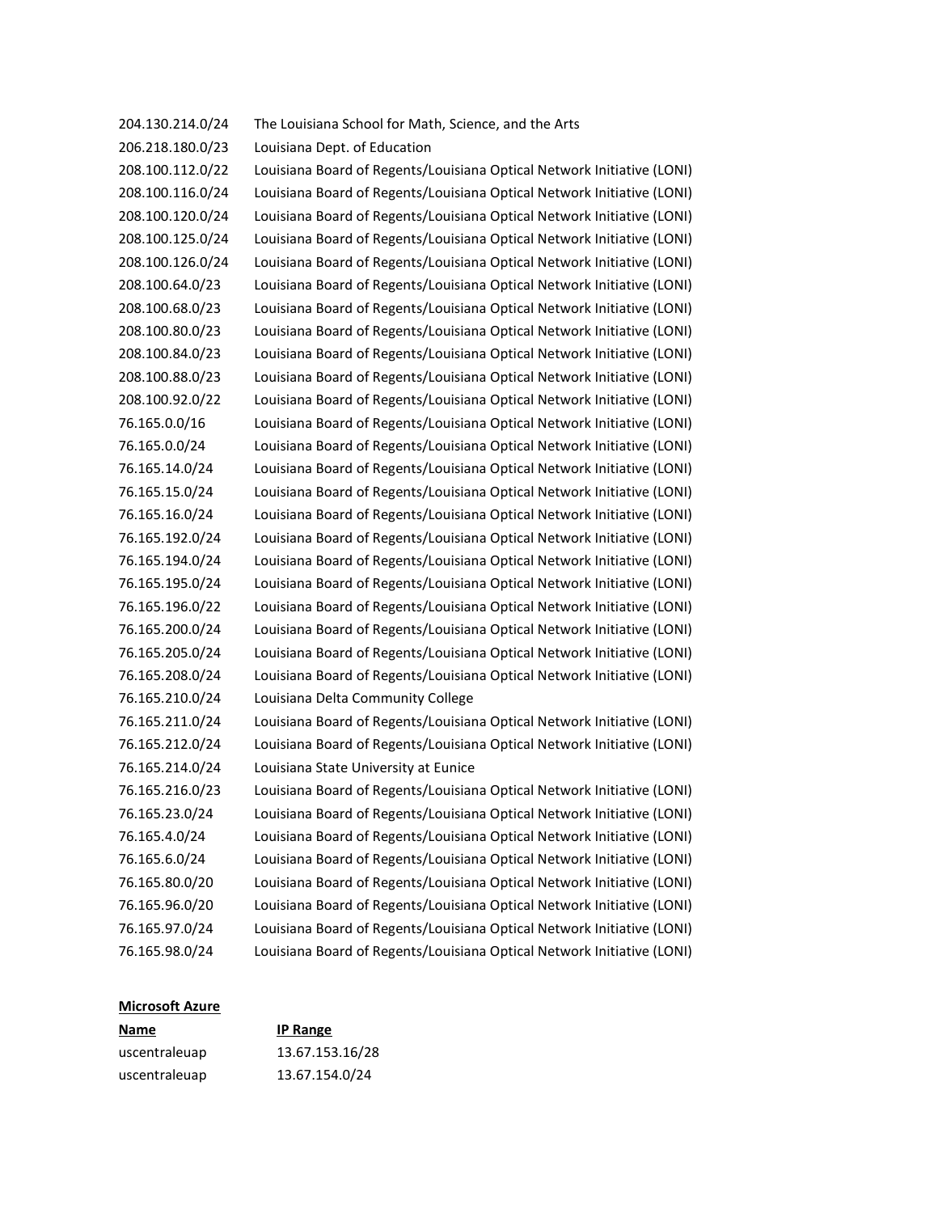| | |
|---|---|
| 204.130.214.0/24 | The Louisiana School for Math, Science, and the Arts |
| 206.218.180.0/23 | Louisiana Dept. of Education |
| 208.100.112.0/22 | Louisiana Board of Regents/Louisiana Optical Network Initiative (LONI) |
| 208.100.116.0/24 | Louisiana Board of Regents/Louisiana Optical Network Initiative (LONI) |
| 208.100.120.0/24 | Louisiana Board of Regents/Louisiana Optical Network Initiative (LONI) |
| 208.100.125.0/24 | Louisiana Board of Regents/Louisiana Optical Network Initiative (LONI) |
| 208.100.126.0/24 | Louisiana Board of Regents/Louisiana Optical Network Initiative (LONI) |
| 208.100.64.0/23 | Louisiana Board of Regents/Louisiana Optical Network Initiative (LONI) |
| 208.100.68.0/23 | Louisiana Board of Regents/Louisiana Optical Network Initiative (LONI) |
| 208.100.80.0/23 | Louisiana Board of Regents/Louisiana Optical Network Initiative (LONI) |
| 208.100.84.0/23 | Louisiana Board of Regents/Louisiana Optical Network Initiative (LONI) |
| 208.100.88.0/23 | Louisiana Board of Regents/Louisiana Optical Network Initiative (LONI) |
| 208.100.92.0/22 | Louisiana Board of Regents/Louisiana Optical Network Initiative (LONI) |
| 76.165.0.0/16 | Louisiana Board of Regents/Louisiana Optical Network Initiative (LONI) |
| 76.165.0.0/24 | Louisiana Board of Regents/Louisiana Optical Network Initiative (LONI) |
| 76.165.14.0/24 | Louisiana Board of Regents/Louisiana Optical Network Initiative (LONI) |
| 76.165.15.0/24 | Louisiana Board of Regents/Louisiana Optical Network Initiative (LONI) |
| 76.165.16.0/24 | Louisiana Board of Regents/Louisiana Optical Network Initiative (LONI) |
| 76.165.192.0/24 | Louisiana Board of Regents/Louisiana Optical Network Initiative (LONI) |
| 76.165.194.0/24 | Louisiana Board of Regents/Louisiana Optical Network Initiative (LONI) |
| 76.165.195.0/24 | Louisiana Board of Regents/Louisiana Optical Network Initiative (LONI) |
| 76.165.196.0/22 | Louisiana Board of Regents/Louisiana Optical Network Initiative (LONI) |
| 76.165.200.0/24 | Louisiana Board of Regents/Louisiana Optical Network Initiative (LONI) |
| 76.165.205.0/24 | Louisiana Board of Regents/Louisiana Optical Network Initiative (LONI) |
| 76.165.208.0/24 | Louisiana Board of Regents/Louisiana Optical Network Initiative (LONI) |
| 76.165.210.0/24 | Louisiana Delta Community College |
| 76.165.211.0/24 | Louisiana Board of Regents/Louisiana Optical Network Initiative (LONI) |
| 76.165.212.0/24 | Louisiana Board of Regents/Louisiana Optical Network Initiative (LONI) |
| 76.165.214.0/24 | Louisiana State University at Eunice |
| 76.165.216.0/23 | Louisiana Board of Regents/Louisiana Optical Network Initiative (LONI) |
| 76.165.23.0/24 | Louisiana Board of Regents/Louisiana Optical Network Initiative (LONI) |
| 76.165.4.0/24 | Louisiana Board of Regents/Louisiana Optical Network Initiative (LONI) |
| 76.165.6.0/24 | Louisiana Board of Regents/Louisiana Optical Network Initiative (LONI) |
| 76.165.80.0/20 | Louisiana Board of Regents/Louisiana Optical Network Initiative (LONI) |
| 76.165.96.0/20 | Louisiana Board of Regents/Louisiana Optical Network Initiative (LONI) |
| 76.165.97.0/24 | Louisiana Board of Regents/Louisiana Optical Network Initiative (LONI) |
| 76.165.98.0/24 | Louisiana Board of Regents/Louisiana Optical Network Initiative (LONI) |

**Microsoft Azure**

| Name | IP Range |
|---|---|
| uscentraleuap | 13.67.153.16/28 |
| uscentraleuap | 13.67.154.0/24 |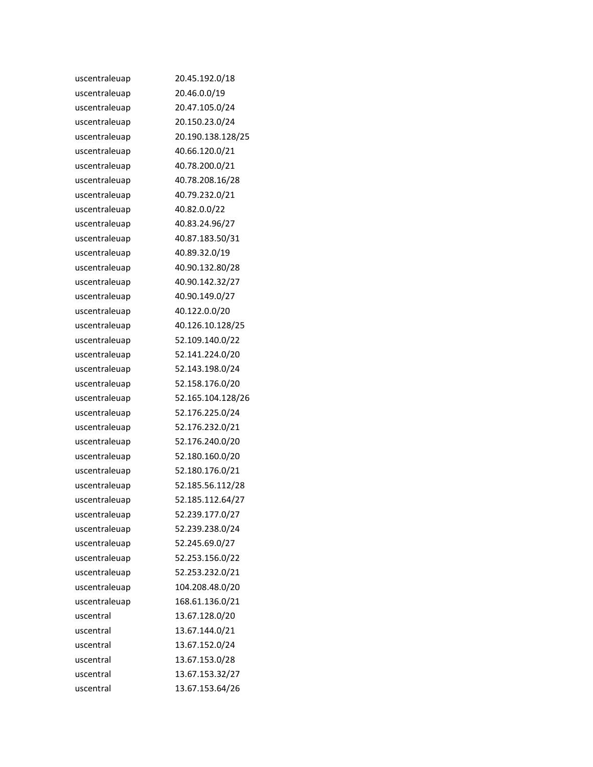| | |
|---|---|
| uscentraleuap | 20.45.192.0/18 |
| uscentraleuap | 20.46.0.0/19 |
| uscentraleuap | 20.47.105.0/24 |
| uscentraleuap | 20.150.23.0/24 |
| uscentraleuap | 20.190.138.128/25 |
| uscentraleuap | 40.66.120.0/21 |
| uscentraleuap | 40.78.200.0/21 |
| uscentraleuap | 40.78.208.16/28 |
| uscentraleuap | 40.79.232.0/21 |
| uscentraleuap | 40.82.0.0/22 |
| uscentraleuap | 40.83.24.96/27 |
| uscentraleuap | 40.87.183.50/31 |
| uscentraleuap | 40.89.32.0/19 |
| uscentraleuap | 40.90.132.80/28 |
| uscentraleuap | 40.90.142.32/27 |
| uscentraleuap | 40.90.149.0/27 |
| uscentraleuap | 40.122.0.0/20 |
| uscentraleuap | 40.126.10.128/25 |
| uscentraleuap | 52.109.140.0/22 |
| uscentraleuap | 52.141.224.0/20 |
| uscentraleuap | 52.143.198.0/24 |
| uscentraleuap | 52.158.176.0/20 |
| uscentraleuap | 52.165.104.128/26 |
| uscentraleuap | 52.176.225.0/24 |
| uscentraleuap | 52.176.232.0/21 |
| uscentraleuap | 52.176.240.0/20 |
| uscentraleuap | 52.180.160.0/20 |
| uscentraleuap | 52.180.176.0/21 |
| uscentraleuap | 52.185.56.112/28 |
| uscentraleuap | 52.185.112.64/27 |
| uscentraleuap | 52.239.177.0/27 |
| uscentraleuap | 52.239.238.0/24 |
| uscentraleuap | 52.245.69.0/27 |
| uscentraleuap | 52.253.156.0/22 |
| uscentraleuap | 52.253.232.0/21 |
| uscentraleuap | 104.208.48.0/20 |
| uscentraleuap | 168.61.136.0/21 |
| uscentral | 13.67.128.0/20 |
| uscentral | 13.67.144.0/21 |
| uscentral | 13.67.152.0/24 |
| uscentral | 13.67.153.0/28 |
| uscentral | 13.67.153.32/27 |
| uscentral | 13.67.153.64/26 |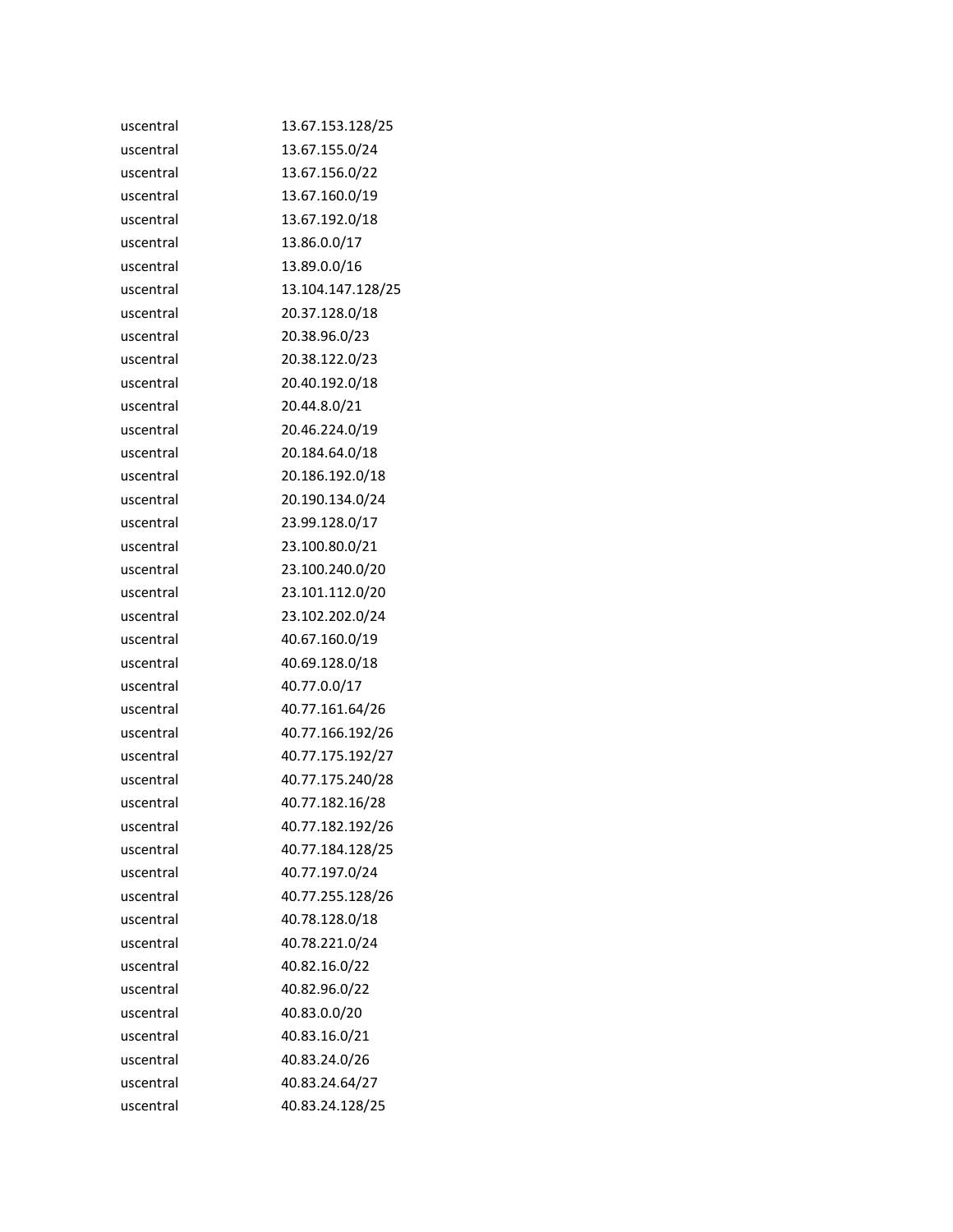| | |
|---|---|
| uscentral | 13.67.153.128/25 |
| uscentral | 13.67.155.0/24 |
| uscentral | 13.67.156.0/22 |
| uscentral | 13.67.160.0/19 |
| uscentral | 13.67.192.0/18 |
| uscentral | 13.86.0.0/17 |
| uscentral | 13.89.0.0/16 |
| uscentral | 13.104.147.128/25 |
| uscentral | 20.37.128.0/18 |
| uscentral | 20.38.96.0/23 |
| uscentral | 20.38.122.0/23 |
| uscentral | 20.40.192.0/18 |
| uscentral | 20.44.8.0/21 |
| uscentral | 20.46.224.0/19 |
| uscentral | 20.184.64.0/18 |
| uscentral | 20.186.192.0/18 |
| uscentral | 20.190.134.0/24 |
| uscentral | 23.99.128.0/17 |
| uscentral | 23.100.80.0/21 |
| uscentral | 23.100.240.0/20 |
| uscentral | 23.101.112.0/20 |
| uscentral | 23.102.202.0/24 |
| uscentral | 40.67.160.0/19 |
| uscentral | 40.69.128.0/18 |
| uscentral | 40.77.0.0/17 |
| uscentral | 40.77.161.64/26 |
| uscentral | 40.77.166.192/26 |
| uscentral | 40.77.175.192/27 |
| uscentral | 40.77.175.240/28 |
| uscentral | 40.77.182.16/28 |
| uscentral | 40.77.182.192/26 |
| uscentral | 40.77.184.128/25 |
| uscentral | 40.77.197.0/24 |
| uscentral | 40.77.255.128/26 |
| uscentral | 40.78.128.0/18 |
| uscentral | 40.78.221.0/24 |
| uscentral | 40.82.16.0/22 |
| uscentral | 40.82.96.0/22 |
| uscentral | 40.83.0.0/20 |
| uscentral | 40.83.16.0/21 |
| uscentral | 40.83.24.0/26 |
| uscentral | 40.83.24.64/27 |
| uscentral | 40.83.24.128/25 |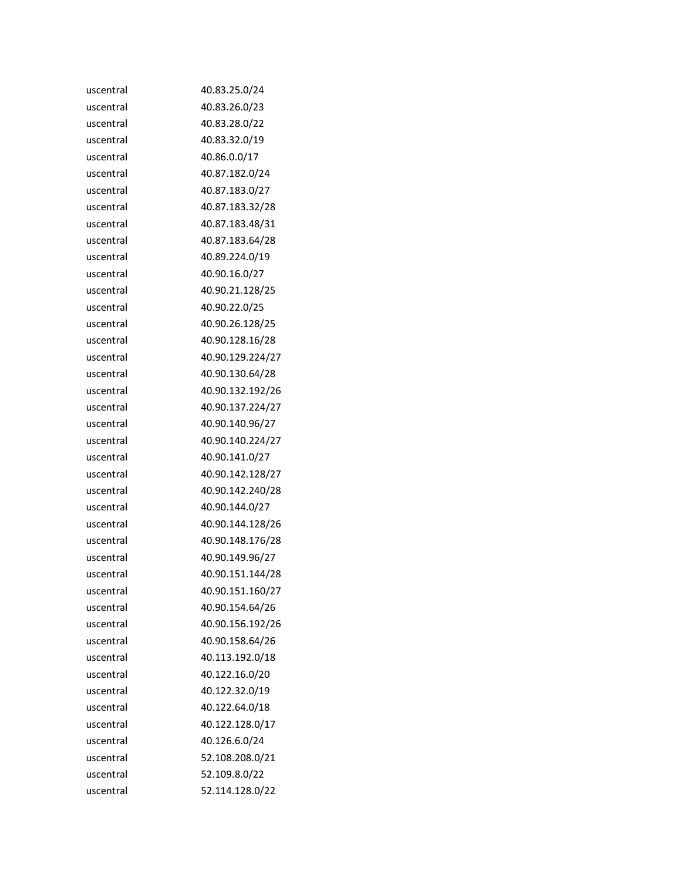| | |
|---|---|
| uscentral | 40.83.25.0/24 |
| uscentral | 40.83.26.0/23 |
| uscentral | 40.83.28.0/22 |
| uscentral | 40.83.32.0/19 |
| uscentral | 40.86.0.0/17 |
| uscentral | 40.87.182.0/24 |
| uscentral | 40.87.183.0/27 |
| uscentral | 40.87.183.32/28 |
| uscentral | 40.87.183.48/31 |
| uscentral | 40.87.183.64/28 |
| uscentral | 40.89.224.0/19 |
| uscentral | 40.90.16.0/27 |
| uscentral | 40.90.21.128/25 |
| uscentral | 40.90.22.0/25 |
| uscentral | 40.90.26.128/25 |
| uscentral | 40.90.128.16/28 |
| uscentral | 40.90.129.224/27 |
| uscentral | 40.90.130.64/28 |
| uscentral | 40.90.132.192/26 |
| uscentral | 40.90.137.224/27 |
| uscentral | 40.90.140.96/27 |
| uscentral | 40.90.140.224/27 |
| uscentral | 40.90.141.0/27 |
| uscentral | 40.90.142.128/27 |
| uscentral | 40.90.142.240/28 |
| uscentral | 40.90.144.0/27 |
| uscentral | 40.90.144.128/26 |
| uscentral | 40.90.148.176/28 |
| uscentral | 40.90.149.96/27 |
| uscentral | 40.90.151.144/28 |
| uscentral | 40.90.151.160/27 |
| uscentral | 40.90.154.64/26 |
| uscentral | 40.90.156.192/26 |
| uscentral | 40.90.158.64/26 |
| uscentral | 40.113.192.0/18 |
| uscentral | 40.122.16.0/20 |
| uscentral | 40.122.32.0/19 |
| uscentral | 40.122.64.0/18 |
| uscentral | 40.122.128.0/17 |
| uscentral | 40.126.6.0/24 |
| uscentral | 52.108.208.0/21 |
| uscentral | 52.109.8.0/22 |
| uscentral | 52.114.128.0/22 |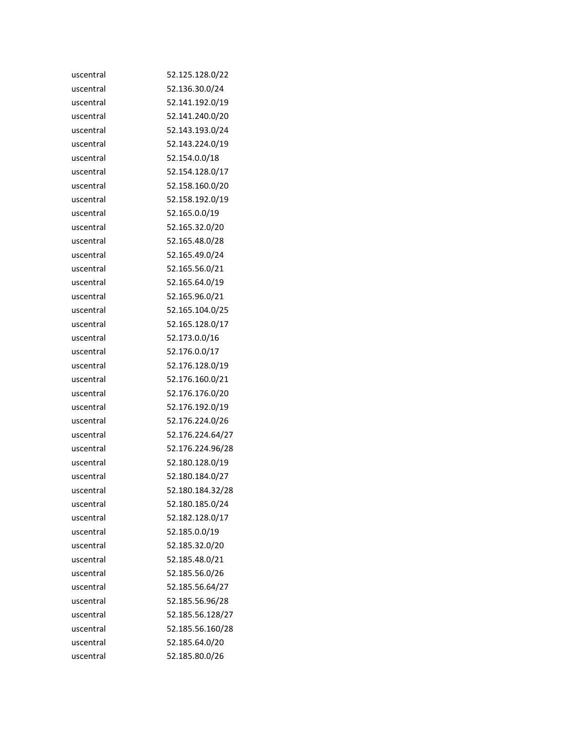| | |
|---|---|
| uscentral | 52.125.128.0/22 |
| uscentral | 52.136.30.0/24 |
| uscentral | 52.141.192.0/19 |
| uscentral | 52.141.240.0/20 |
| uscentral | 52.143.193.0/24 |
| uscentral | 52.143.224.0/19 |
| uscentral | 52.154.0.0/18 |
| uscentral | 52.154.128.0/17 |
| uscentral | 52.158.160.0/20 |
| uscentral | 52.158.192.0/19 |
| uscentral | 52.165.0.0/19 |
| uscentral | 52.165.32.0/20 |
| uscentral | 52.165.48.0/28 |
| uscentral | 52.165.49.0/24 |
| uscentral | 52.165.56.0/21 |
| uscentral | 52.165.64.0/19 |
| uscentral | 52.165.96.0/21 |
| uscentral | 52.165.104.0/25 |
| uscentral | 52.165.128.0/17 |
| uscentral | 52.173.0.0/16 |
| uscentral | 52.176.0.0/17 |
| uscentral | 52.176.128.0/19 |
| uscentral | 52.176.160.0/21 |
| uscentral | 52.176.176.0/20 |
| uscentral | 52.176.192.0/19 |
| uscentral | 52.176.224.0/26 |
| uscentral | 52.176.224.64/27 |
| uscentral | 52.176.224.96/28 |
| uscentral | 52.180.128.0/19 |
| uscentral | 52.180.184.0/27 |
| uscentral | 52.180.184.32/28 |
| uscentral | 52.180.185.0/24 |
| uscentral | 52.182.128.0/17 |
| uscentral | 52.185.0.0/19 |
| uscentral | 52.185.32.0/20 |
| uscentral | 52.185.48.0/21 |
| uscentral | 52.185.56.0/26 |
| uscentral | 52.185.56.64/27 |
| uscentral | 52.185.56.96/28 |
| uscentral | 52.185.56.128/27 |
| uscentral | 52.185.56.160/28 |
| uscentral | 52.185.64.0/20 |
| uscentral | 52.185.80.0/26 |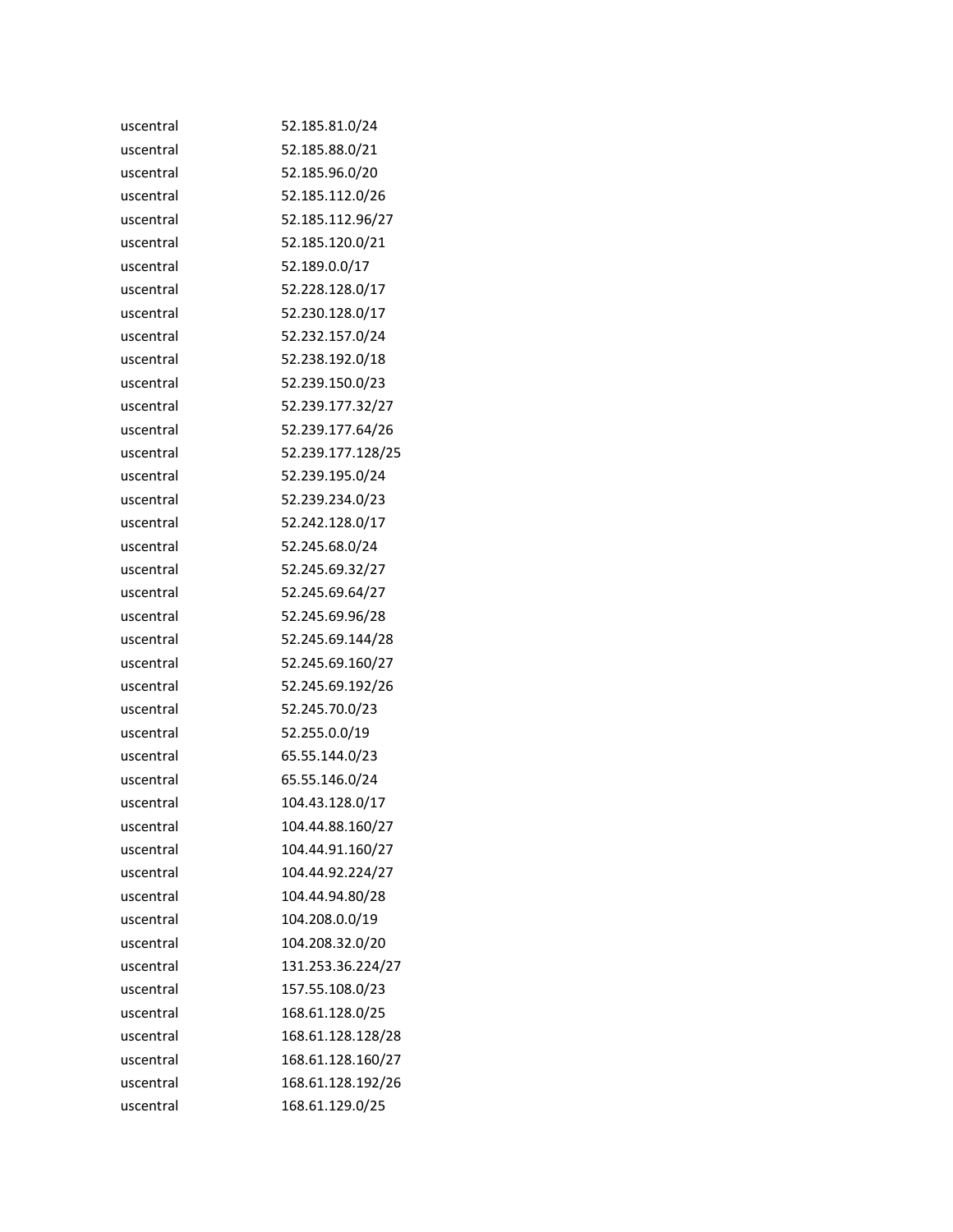| | |
|---|---|
| uscentral | 52.185.81.0/24 |
| uscentral | 52.185.88.0/21 |
| uscentral | 52.185.96.0/20 |
| uscentral | 52.185.112.0/26 |
| uscentral | 52.185.112.96/27 |
| uscentral | 52.185.120.0/21 |
| uscentral | 52.189.0.0/17 |
| uscentral | 52.228.128.0/17 |
| uscentral | 52.230.128.0/17 |
| uscentral | 52.232.157.0/24 |
| uscentral | 52.238.192.0/18 |
| uscentral | 52.239.150.0/23 |
| uscentral | 52.239.177.32/27 |
| uscentral | 52.239.177.64/26 |
| uscentral | 52.239.177.128/25 |
| uscentral | 52.239.195.0/24 |
| uscentral | 52.239.234.0/23 |
| uscentral | 52.242.128.0/17 |
| uscentral | 52.245.68.0/24 |
| uscentral | 52.245.69.32/27 |
| uscentral | 52.245.69.64/27 |
| uscentral | 52.245.69.96/28 |
| uscentral | 52.245.69.144/28 |
| uscentral | 52.245.69.160/27 |
| uscentral | 52.245.69.192/26 |
| uscentral | 52.245.70.0/23 |
| uscentral | 52.255.0.0/19 |
| uscentral | 65.55.144.0/23 |
| uscentral | 65.55.146.0/24 |
| uscentral | 104.43.128.0/17 |
| uscentral | 104.44.88.160/27 |
| uscentral | 104.44.91.160/27 |
| uscentral | 104.44.92.224/27 |
| uscentral | 104.44.94.80/28 |
| uscentral | 104.208.0.0/19 |
| uscentral | 104.208.32.0/20 |
| uscentral | 131.253.36.224/27 |
| uscentral | 157.55.108.0/23 |
| uscentral | 168.61.128.0/25 |
| uscentral | 168.61.128.128/28 |
| uscentral | 168.61.128.160/27 |
| uscentral | 168.61.128.192/26 |
| uscentral | 168.61.129.0/25 |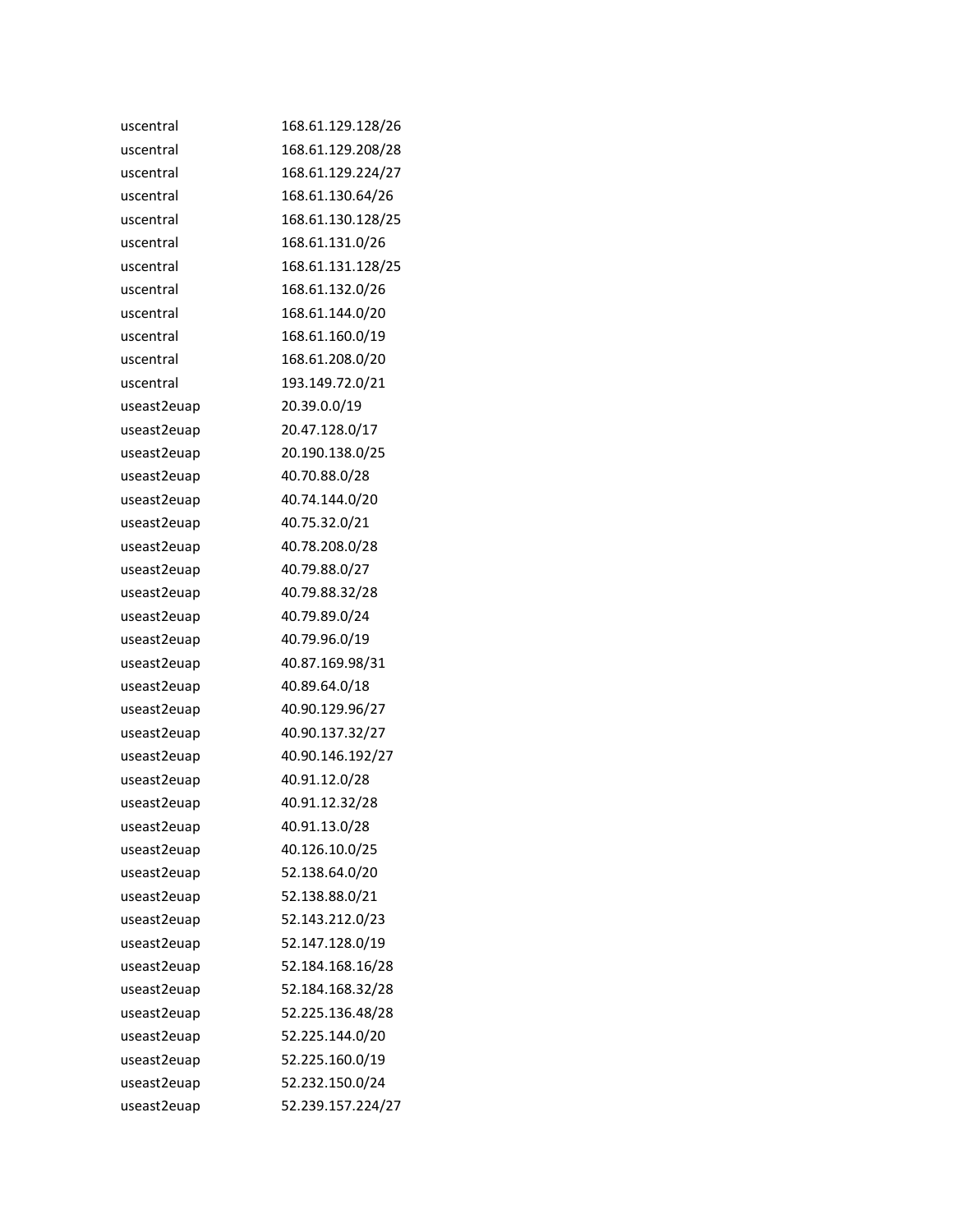| | |
|---|---|
| uscentral | 168.61.129.128/26 |
| uscentral | 168.61.129.208/28 |
| uscentral | 168.61.129.224/27 |
| uscentral | 168.61.130.64/26 |
| uscentral | 168.61.130.128/25 |
| uscentral | 168.61.131.0/26 |
| uscentral | 168.61.131.128/25 |
| uscentral | 168.61.132.0/26 |
| uscentral | 168.61.144.0/20 |
| uscentral | 168.61.160.0/19 |
| uscentral | 168.61.208.0/20 |
| uscentral | 193.149.72.0/21 |
| useast2euap | 20.39.0.0/19 |
| useast2euap | 20.47.128.0/17 |
| useast2euap | 20.190.138.0/25 |
| useast2euap | 40.70.88.0/28 |
| useast2euap | 40.74.144.0/20 |
| useast2euap | 40.75.32.0/21 |
| useast2euap | 40.78.208.0/28 |
| useast2euap | 40.79.88.0/27 |
| useast2euap | 40.79.88.32/28 |
| useast2euap | 40.79.89.0/24 |
| useast2euap | 40.79.96.0/19 |
| useast2euap | 40.87.169.98/31 |
| useast2euap | 40.89.64.0/18 |
| useast2euap | 40.90.129.96/27 |
| useast2euap | 40.90.137.32/27 |
| useast2euap | 40.90.146.192/27 |
| useast2euap | 40.91.12.0/28 |
| useast2euap | 40.91.12.32/28 |
| useast2euap | 40.91.13.0/28 |
| useast2euap | 40.126.10.0/25 |
| useast2euap | 52.138.64.0/20 |
| useast2euap | 52.138.88.0/21 |
| useast2euap | 52.143.212.0/23 |
| useast2euap | 52.147.128.0/19 |
| useast2euap | 52.184.168.16/28 |
| useast2euap | 52.184.168.32/28 |
| useast2euap | 52.225.136.48/28 |
| useast2euap | 52.225.144.0/20 |
| useast2euap | 52.225.160.0/19 |
| useast2euap | 52.232.150.0/24 |
| useast2euap | 52.239.157.224/27 |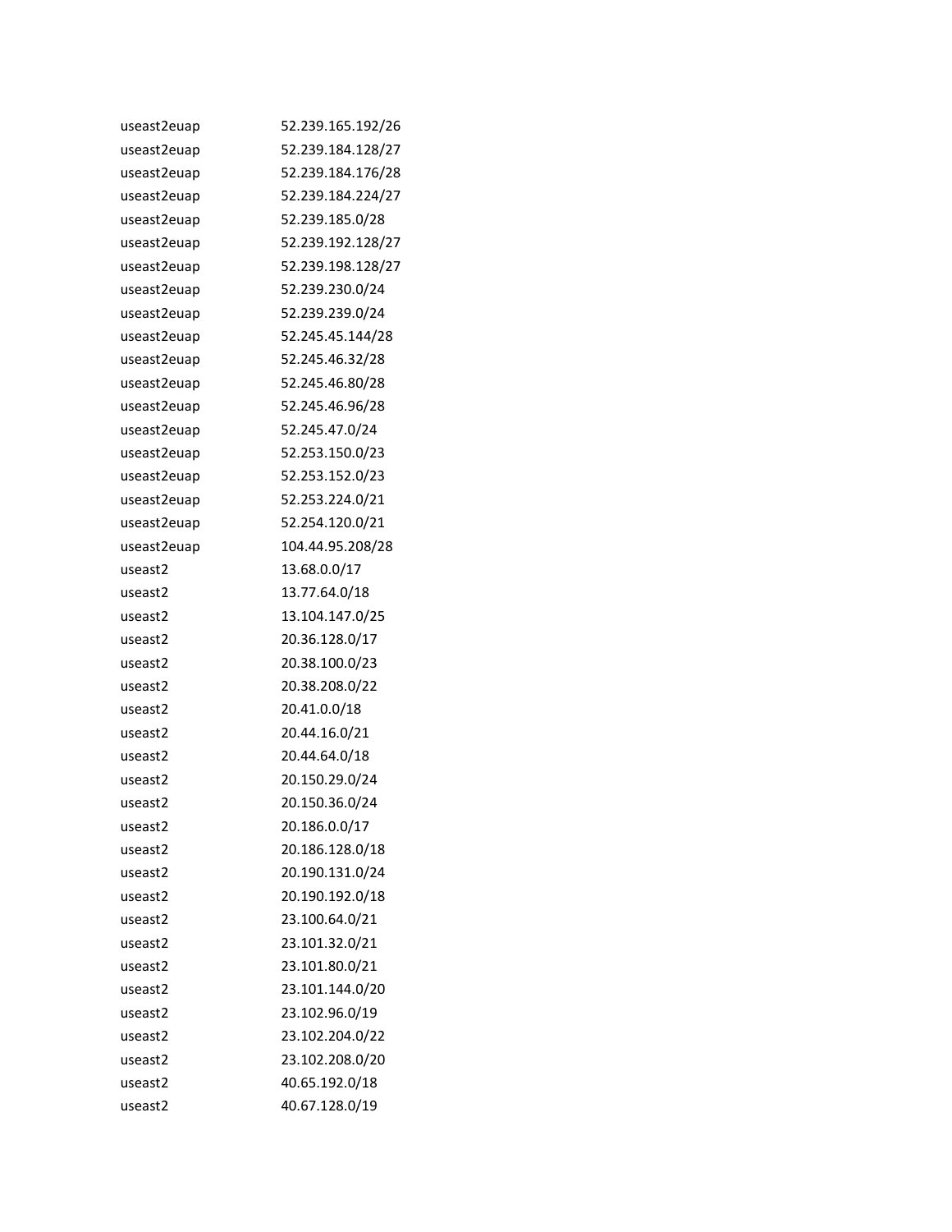| | |
|---|---|
| useast2euap | 52.239.165.192/26 |
| useast2euap | 52.239.184.128/27 |
| useast2euap | 52.239.184.176/28 |
| useast2euap | 52.239.184.224/27 |
| useast2euap | 52.239.185.0/28 |
| useast2euap | 52.239.192.128/27 |
| useast2euap | 52.239.198.128/27 |
| useast2euap | 52.239.230.0/24 |
| useast2euap | 52.239.239.0/24 |
| useast2euap | 52.245.45.144/28 |
| useast2euap | 52.245.46.32/28 |
| useast2euap | 52.245.46.80/28 |
| useast2euap | 52.245.46.96/28 |
| useast2euap | 52.245.47.0/24 |
| useast2euap | 52.253.150.0/23 |
| useast2euap | 52.253.152.0/23 |
| useast2euap | 52.253.224.0/21 |
| useast2euap | 52.254.120.0/21 |
| useast2euap | 104.44.95.208/28 |
| useast2 | 13.68.0.0/17 |
| useast2 | 13.77.64.0/18 |
| useast2 | 13.104.147.0/25 |
| useast2 | 20.36.128.0/17 |
| useast2 | 20.38.100.0/23 |
| useast2 | 20.38.208.0/22 |
| useast2 | 20.41.0.0/18 |
| useast2 | 20.44.16.0/21 |
| useast2 | 20.44.64.0/18 |
| useast2 | 20.150.29.0/24 |
| useast2 | 20.150.36.0/24 |
| useast2 | 20.186.0.0/17 |
| useast2 | 20.186.128.0/18 |
| useast2 | 20.190.131.0/24 |
| useast2 | 20.190.192.0/18 |
| useast2 | 23.100.64.0/21 |
| useast2 | 23.101.32.0/21 |
| useast2 | 23.101.80.0/21 |
| useast2 | 23.101.144.0/20 |
| useast2 | 23.102.96.0/19 |
| useast2 | 23.102.204.0/22 |
| useast2 | 23.102.208.0/20 |
| useast2 | 40.65.192.0/18 |
| useast2 | 40.67.128.0/19 |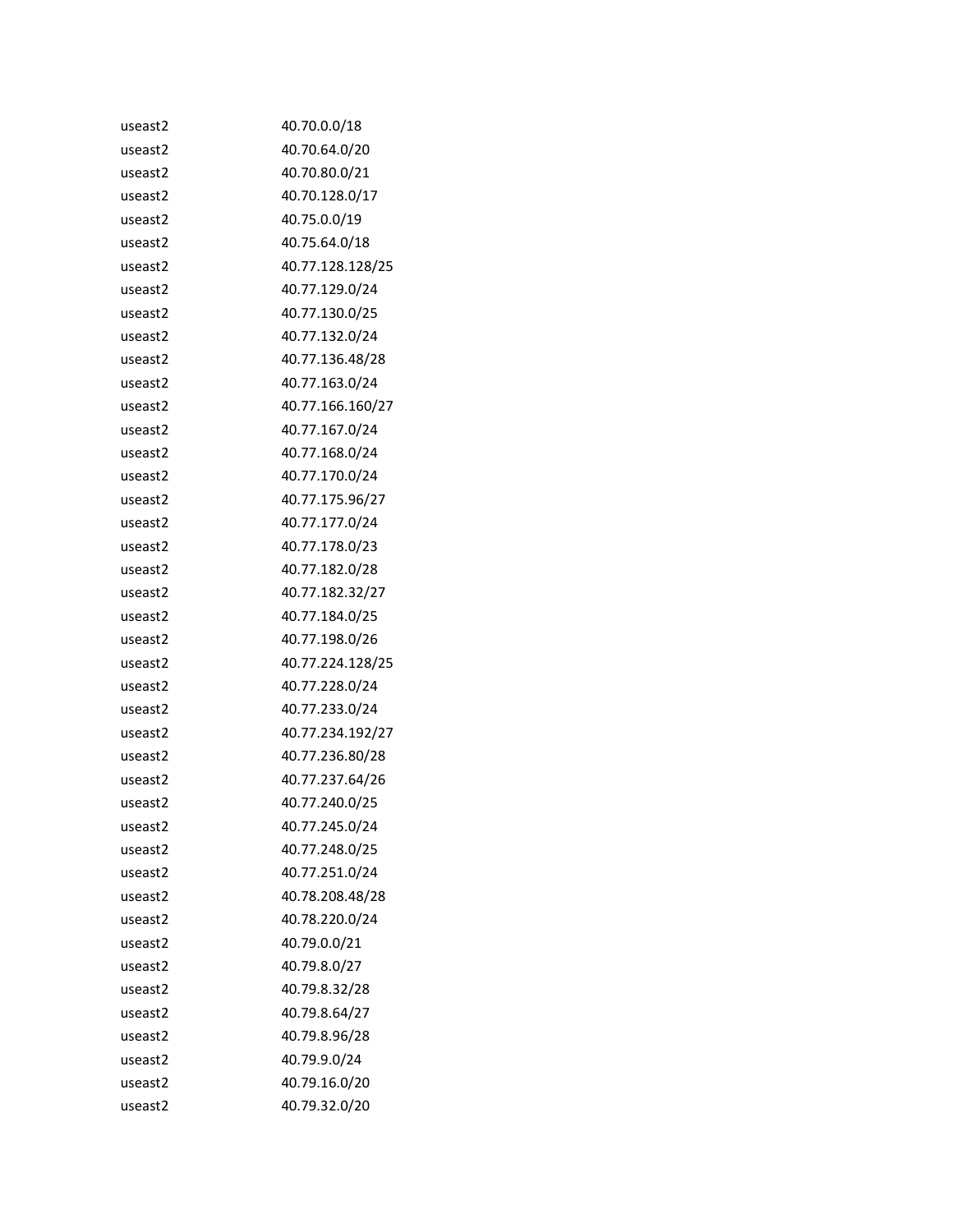| | |
|---|---|
| useast2 | 40.70.0.0/18 |
| useast2 | 40.70.64.0/20 |
| useast2 | 40.70.80.0/21 |
| useast2 | 40.70.128.0/17 |
| useast2 | 40.75.0.0/19 |
| useast2 | 40.75.64.0/18 |
| useast2 | 40.77.128.128/25 |
| useast2 | 40.77.129.0/24 |
| useast2 | 40.77.130.0/25 |
| useast2 | 40.77.132.0/24 |
| useast2 | 40.77.136.48/28 |
| useast2 | 40.77.163.0/24 |
| useast2 | 40.77.166.160/27 |
| useast2 | 40.77.167.0/24 |
| useast2 | 40.77.168.0/24 |
| useast2 | 40.77.170.0/24 |
| useast2 | 40.77.175.96/27 |
| useast2 | 40.77.177.0/24 |
| useast2 | 40.77.178.0/23 |
| useast2 | 40.77.182.0/28 |
| useast2 | 40.77.182.32/27 |
| useast2 | 40.77.184.0/25 |
| useast2 | 40.77.198.0/26 |
| useast2 | 40.77.224.128/25 |
| useast2 | 40.77.228.0/24 |
| useast2 | 40.77.233.0/24 |
| useast2 | 40.77.234.192/27 |
| useast2 | 40.77.236.80/28 |
| useast2 | 40.77.237.64/26 |
| useast2 | 40.77.240.0/25 |
| useast2 | 40.77.245.0/24 |
| useast2 | 40.77.248.0/25 |
| useast2 | 40.77.251.0/24 |
| useast2 | 40.78.208.48/28 |
| useast2 | 40.78.220.0/24 |
| useast2 | 40.79.0.0/21 |
| useast2 | 40.79.8.0/27 |
| useast2 | 40.79.8.32/28 |
| useast2 | 40.79.8.64/27 |
| useast2 | 40.79.8.96/28 |
| useast2 | 40.79.9.0/24 |
| useast2 | 40.79.16.0/20 |
| useast2 | 40.79.32.0/20 |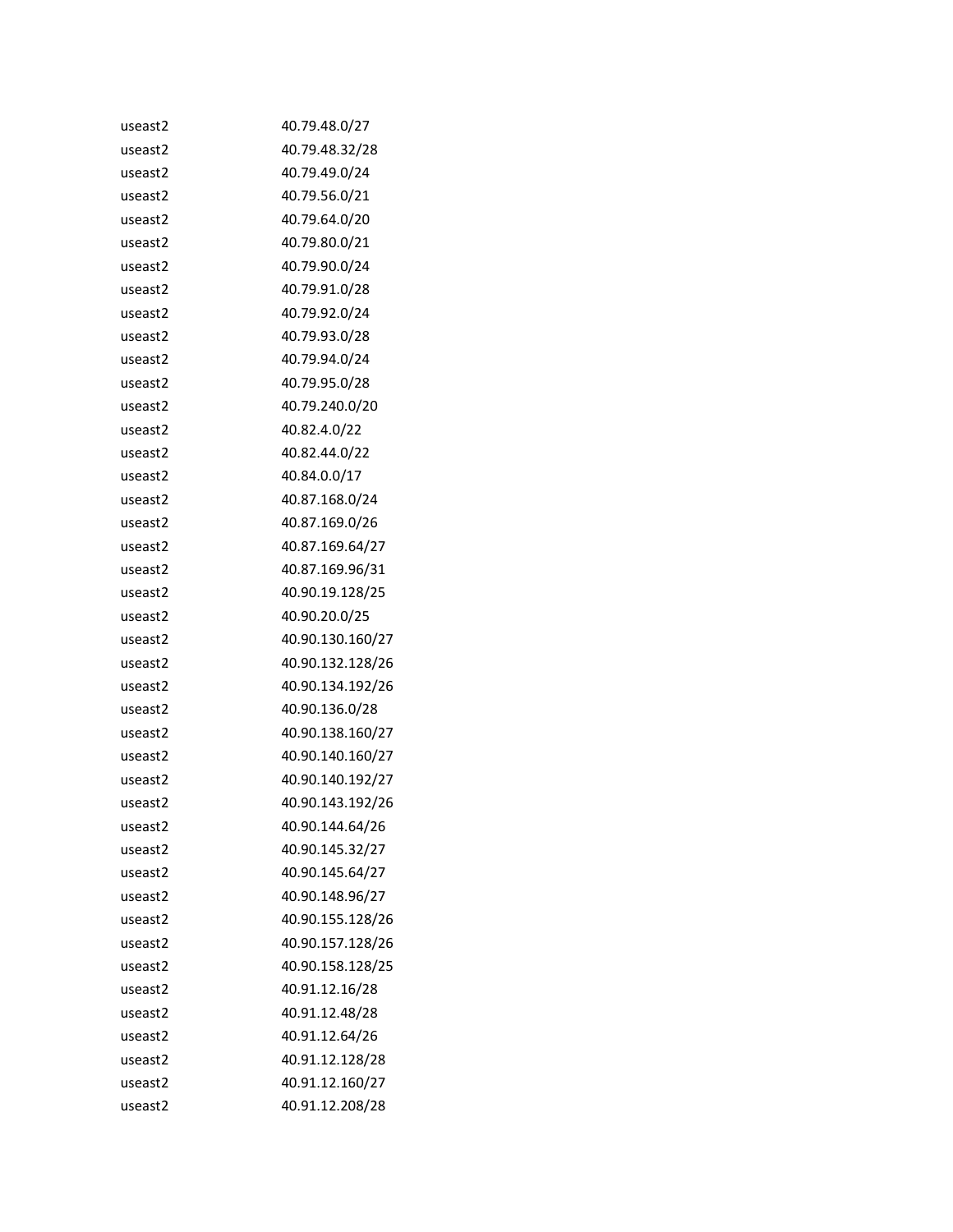| | |
|---|---|
| useast2 | 40.79.48.0/27 |
| useast2 | 40.79.48.32/28 |
| useast2 | 40.79.49.0/24 |
| useast2 | 40.79.56.0/21 |
| useast2 | 40.79.64.0/20 |
| useast2 | 40.79.80.0/21 |
| useast2 | 40.79.90.0/24 |
| useast2 | 40.79.91.0/28 |
| useast2 | 40.79.92.0/24 |
| useast2 | 40.79.93.0/28 |
| useast2 | 40.79.94.0/24 |
| useast2 | 40.79.95.0/28 |
| useast2 | 40.79.240.0/20 |
| useast2 | 40.82.4.0/22 |
| useast2 | 40.82.44.0/22 |
| useast2 | 40.84.0.0/17 |
| useast2 | 40.87.168.0/24 |
| useast2 | 40.87.169.0/26 |
| useast2 | 40.87.169.64/27 |
| useast2 | 40.87.169.96/31 |
| useast2 | 40.90.19.128/25 |
| useast2 | 40.90.20.0/25 |
| useast2 | 40.90.130.160/27 |
| useast2 | 40.90.132.128/26 |
| useast2 | 40.90.134.192/26 |
| useast2 | 40.90.136.0/28 |
| useast2 | 40.90.138.160/27 |
| useast2 | 40.90.140.160/27 |
| useast2 | 40.90.140.192/27 |
| useast2 | 40.90.143.192/26 |
| useast2 | 40.90.144.64/26 |
| useast2 | 40.90.145.32/27 |
| useast2 | 40.90.145.64/27 |
| useast2 | 40.90.148.96/27 |
| useast2 | 40.90.155.128/26 |
| useast2 | 40.90.157.128/26 |
| useast2 | 40.90.158.128/25 |
| useast2 | 40.91.12.16/28 |
| useast2 | 40.91.12.48/28 |
| useast2 | 40.91.12.64/26 |
| useast2 | 40.91.12.128/28 |
| useast2 | 40.91.12.160/27 |
| useast2 | 40.91.12.208/28 |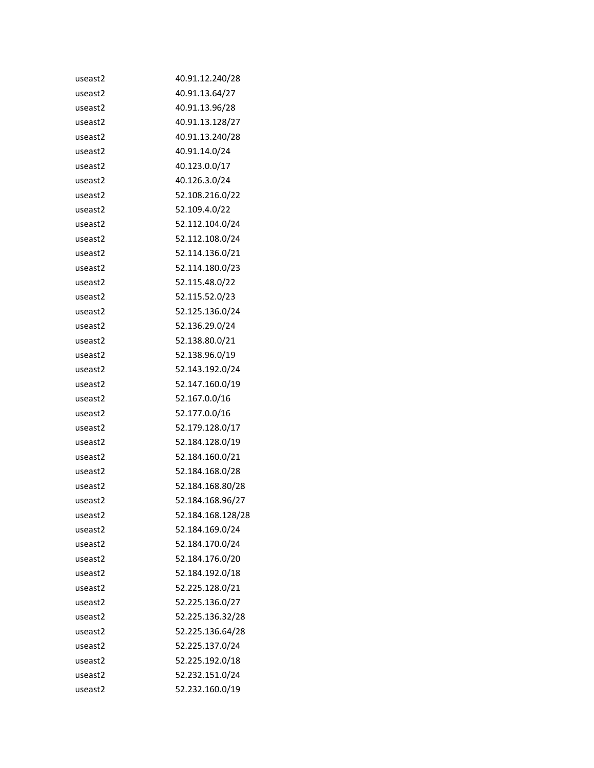| | |
|---|---|
| useast2 | 40.91.12.240/28 |
| useast2 | 40.91.13.64/27 |
| useast2 | 40.91.13.96/28 |
| useast2 | 40.91.13.128/27 |
| useast2 | 40.91.13.240/28 |
| useast2 | 40.91.14.0/24 |
| useast2 | 40.123.0.0/17 |
| useast2 | 40.126.3.0/24 |
| useast2 | 52.108.216.0/22 |
| useast2 | 52.109.4.0/22 |
| useast2 | 52.112.104.0/24 |
| useast2 | 52.112.108.0/24 |
| useast2 | 52.114.136.0/21 |
| useast2 | 52.114.180.0/23 |
| useast2 | 52.115.48.0/22 |
| useast2 | 52.115.52.0/23 |
| useast2 | 52.125.136.0/24 |
| useast2 | 52.136.29.0/24 |
| useast2 | 52.138.80.0/21 |
| useast2 | 52.138.96.0/19 |
| useast2 | 52.143.192.0/24 |
| useast2 | 52.147.160.0/19 |
| useast2 | 52.167.0.0/16 |
| useast2 | 52.177.0.0/16 |
| useast2 | 52.179.128.0/17 |
| useast2 | 52.184.128.0/19 |
| useast2 | 52.184.160.0/21 |
| useast2 | 52.184.168.0/28 |
| useast2 | 52.184.168.80/28 |
| useast2 | 52.184.168.96/27 |
| useast2 | 52.184.168.128/28 |
| useast2 | 52.184.169.0/24 |
| useast2 | 52.184.170.0/24 |
| useast2 | 52.184.176.0/20 |
| useast2 | 52.184.192.0/18 |
| useast2 | 52.225.128.0/21 |
| useast2 | 52.225.136.0/27 |
| useast2 | 52.225.136.32/28 |
| useast2 | 52.225.136.64/28 |
| useast2 | 52.225.137.0/24 |
| useast2 | 52.225.192.0/18 |
| useast2 | 52.232.151.0/24 |
| useast2 | 52.232.160.0/19 |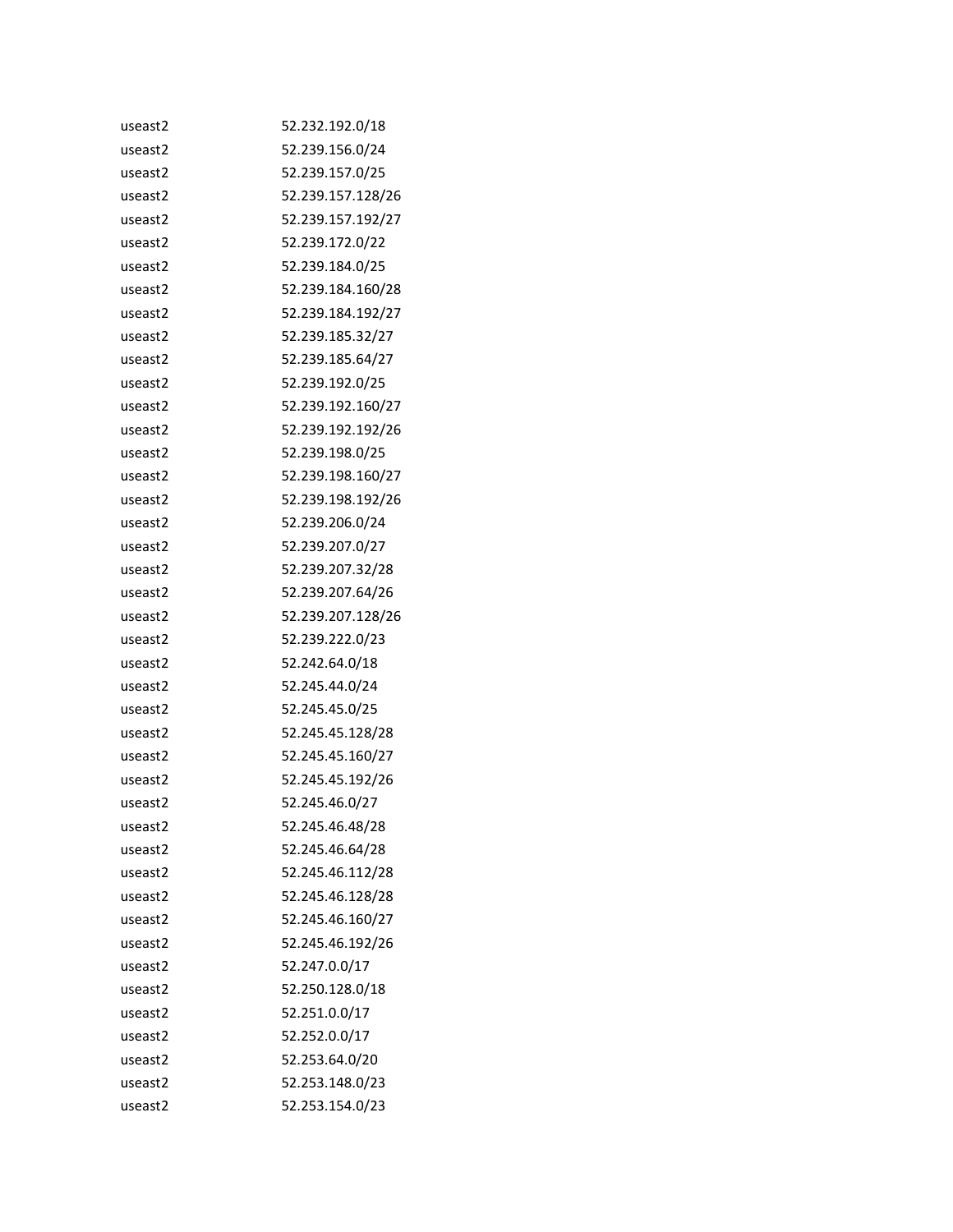| | |
|---|---|
| useast2 | 52.232.192.0/18 |
| useast2 | 52.239.156.0/24 |
| useast2 | 52.239.157.0/25 |
| useast2 | 52.239.157.128/26 |
| useast2 | 52.239.157.192/27 |
| useast2 | 52.239.172.0/22 |
| useast2 | 52.239.184.0/25 |
| useast2 | 52.239.184.160/28 |
| useast2 | 52.239.184.192/27 |
| useast2 | 52.239.185.32/27 |
| useast2 | 52.239.185.64/27 |
| useast2 | 52.239.192.0/25 |
| useast2 | 52.239.192.160/27 |
| useast2 | 52.239.192.192/26 |
| useast2 | 52.239.198.0/25 |
| useast2 | 52.239.198.160/27 |
| useast2 | 52.239.198.192/26 |
| useast2 | 52.239.206.0/24 |
| useast2 | 52.239.207.0/27 |
| useast2 | 52.239.207.32/28 |
| useast2 | 52.239.207.64/26 |
| useast2 | 52.239.207.128/26 |
| useast2 | 52.239.222.0/23 |
| useast2 | 52.242.64.0/18 |
| useast2 | 52.245.44.0/24 |
| useast2 | 52.245.45.0/25 |
| useast2 | 52.245.45.128/28 |
| useast2 | 52.245.45.160/27 |
| useast2 | 52.245.45.192/26 |
| useast2 | 52.245.46.0/27 |
| useast2 | 52.245.46.48/28 |
| useast2 | 52.245.46.64/28 |
| useast2 | 52.245.46.112/28 |
| useast2 | 52.245.46.128/28 |
| useast2 | 52.245.46.160/27 |
| useast2 | 52.245.46.192/26 |
| useast2 | 52.247.0.0/17 |
| useast2 | 52.250.128.0/18 |
| useast2 | 52.251.0.0/17 |
| useast2 | 52.252.0.0/17 |
| useast2 | 52.253.64.0/20 |
| useast2 | 52.253.148.0/23 |
| useast2 | 52.253.154.0/23 |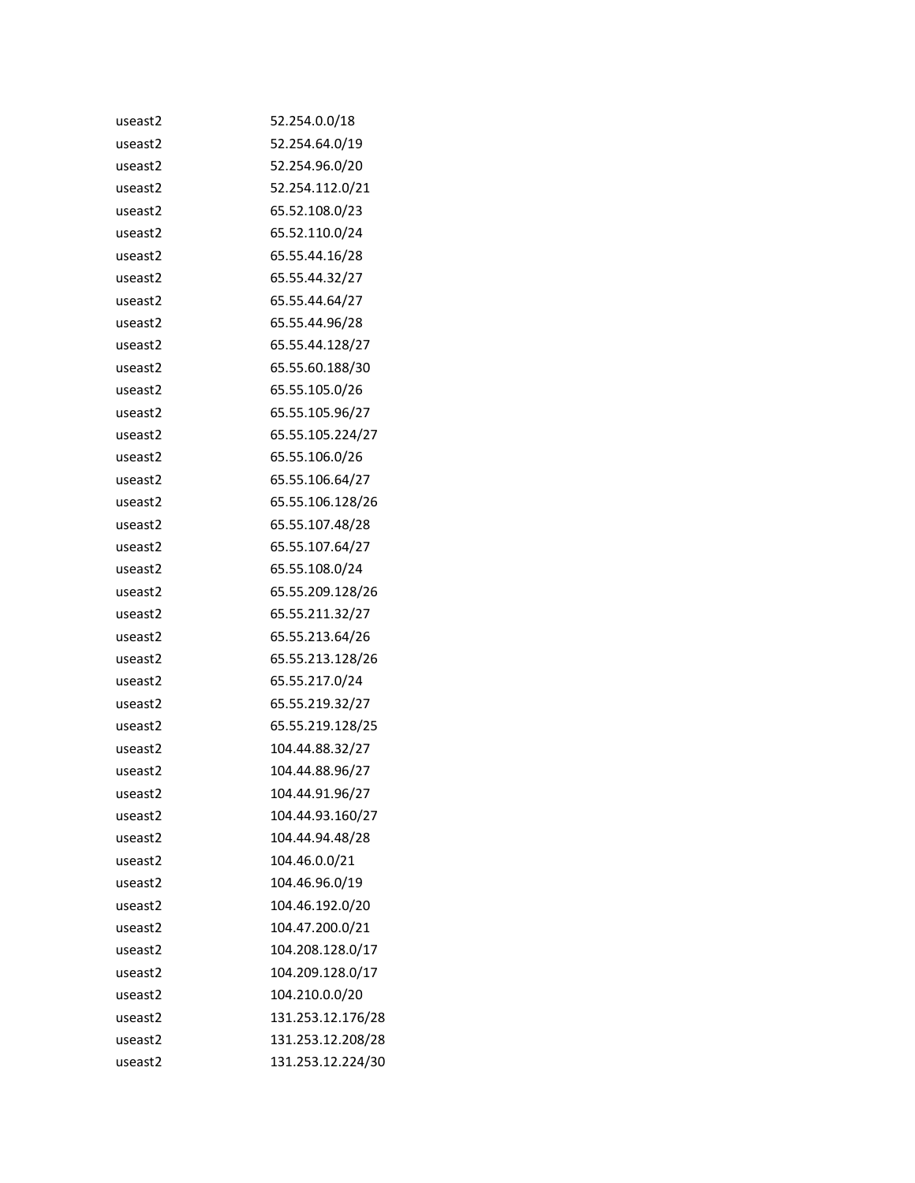| | |
|---|---|
| useast2 | 52.254.0.0/18 |
| useast2 | 52.254.64.0/19 |
| useast2 | 52.254.96.0/20 |
| useast2 | 52.254.112.0/21 |
| useast2 | 65.52.108.0/23 |
| useast2 | 65.52.110.0/24 |
| useast2 | 65.55.44.16/28 |
| useast2 | 65.55.44.32/27 |
| useast2 | 65.55.44.64/27 |
| useast2 | 65.55.44.96/28 |
| useast2 | 65.55.44.128/27 |
| useast2 | 65.55.60.188/30 |
| useast2 | 65.55.105.0/26 |
| useast2 | 65.55.105.96/27 |
| useast2 | 65.55.105.224/27 |
| useast2 | 65.55.106.0/26 |
| useast2 | 65.55.106.64/27 |
| useast2 | 65.55.106.128/26 |
| useast2 | 65.55.107.48/28 |
| useast2 | 65.55.107.64/27 |
| useast2 | 65.55.108.0/24 |
| useast2 | 65.55.209.128/26 |
| useast2 | 65.55.211.32/27 |
| useast2 | 65.55.213.64/26 |
| useast2 | 65.55.213.128/26 |
| useast2 | 65.55.217.0/24 |
| useast2 | 65.55.219.32/27 |
| useast2 | 65.55.219.128/25 |
| useast2 | 104.44.88.32/27 |
| useast2 | 104.44.88.96/27 |
| useast2 | 104.44.91.96/27 |
| useast2 | 104.44.93.160/27 |
| useast2 | 104.44.94.48/28 |
| useast2 | 104.46.0.0/21 |
| useast2 | 104.46.96.0/19 |
| useast2 | 104.46.192.0/20 |
| useast2 | 104.47.200.0/21 |
| useast2 | 104.208.128.0/17 |
| useast2 | 104.209.128.0/17 |
| useast2 | 104.210.0.0/20 |
| useast2 | 131.253.12.176/28 |
| useast2 | 131.253.12.208/28 |
| useast2 | 131.253.12.224/30 |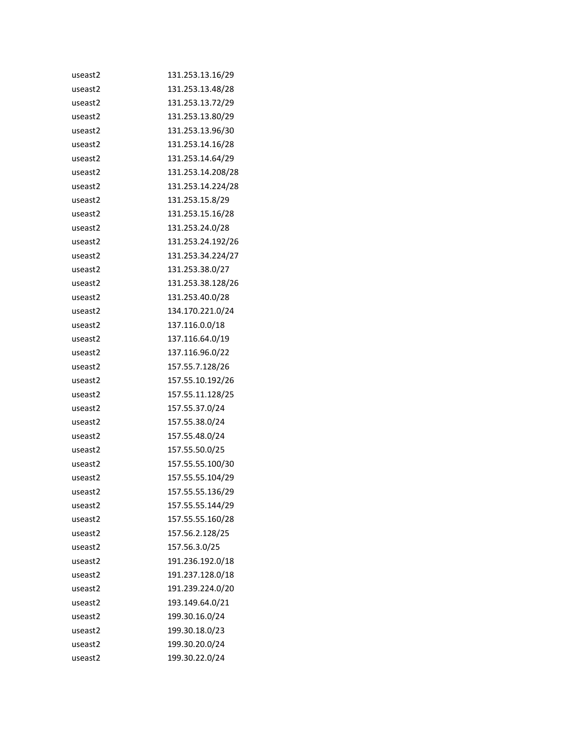| | |
|---|---|
| useast2 | 131.253.13.16/29 |
| useast2 | 131.253.13.48/28 |
| useast2 | 131.253.13.72/29 |
| useast2 | 131.253.13.80/29 |
| useast2 | 131.253.13.96/30 |
| useast2 | 131.253.14.16/28 |
| useast2 | 131.253.14.64/29 |
| useast2 | 131.253.14.208/28 |
| useast2 | 131.253.14.224/28 |
| useast2 | 131.253.15.8/29 |
| useast2 | 131.253.15.16/28 |
| useast2 | 131.253.24.0/28 |
| useast2 | 131.253.24.192/26 |
| useast2 | 131.253.34.224/27 |
| useast2 | 131.253.38.0/27 |
| useast2 | 131.253.38.128/26 |
| useast2 | 131.253.40.0/28 |
| useast2 | 134.170.221.0/24 |
| useast2 | 137.116.0.0/18 |
| useast2 | 137.116.64.0/19 |
| useast2 | 137.116.96.0/22 |
| useast2 | 157.55.7.128/26 |
| useast2 | 157.55.10.192/26 |
| useast2 | 157.55.11.128/25 |
| useast2 | 157.55.37.0/24 |
| useast2 | 157.55.38.0/24 |
| useast2 | 157.55.48.0/24 |
| useast2 | 157.55.50.0/25 |
| useast2 | 157.55.55.100/30 |
| useast2 | 157.55.55.104/29 |
| useast2 | 157.55.55.136/29 |
| useast2 | 157.55.55.144/29 |
| useast2 | 157.55.55.160/28 |
| useast2 | 157.56.2.128/25 |
| useast2 | 157.56.3.0/25 |
| useast2 | 191.236.192.0/18 |
| useast2 | 191.237.128.0/18 |
| useast2 | 191.239.224.0/20 |
| useast2 | 193.149.64.0/21 |
| useast2 | 199.30.16.0/24 |
| useast2 | 199.30.18.0/23 |
| useast2 | 199.30.20.0/24 |
| useast2 | 199.30.22.0/24 |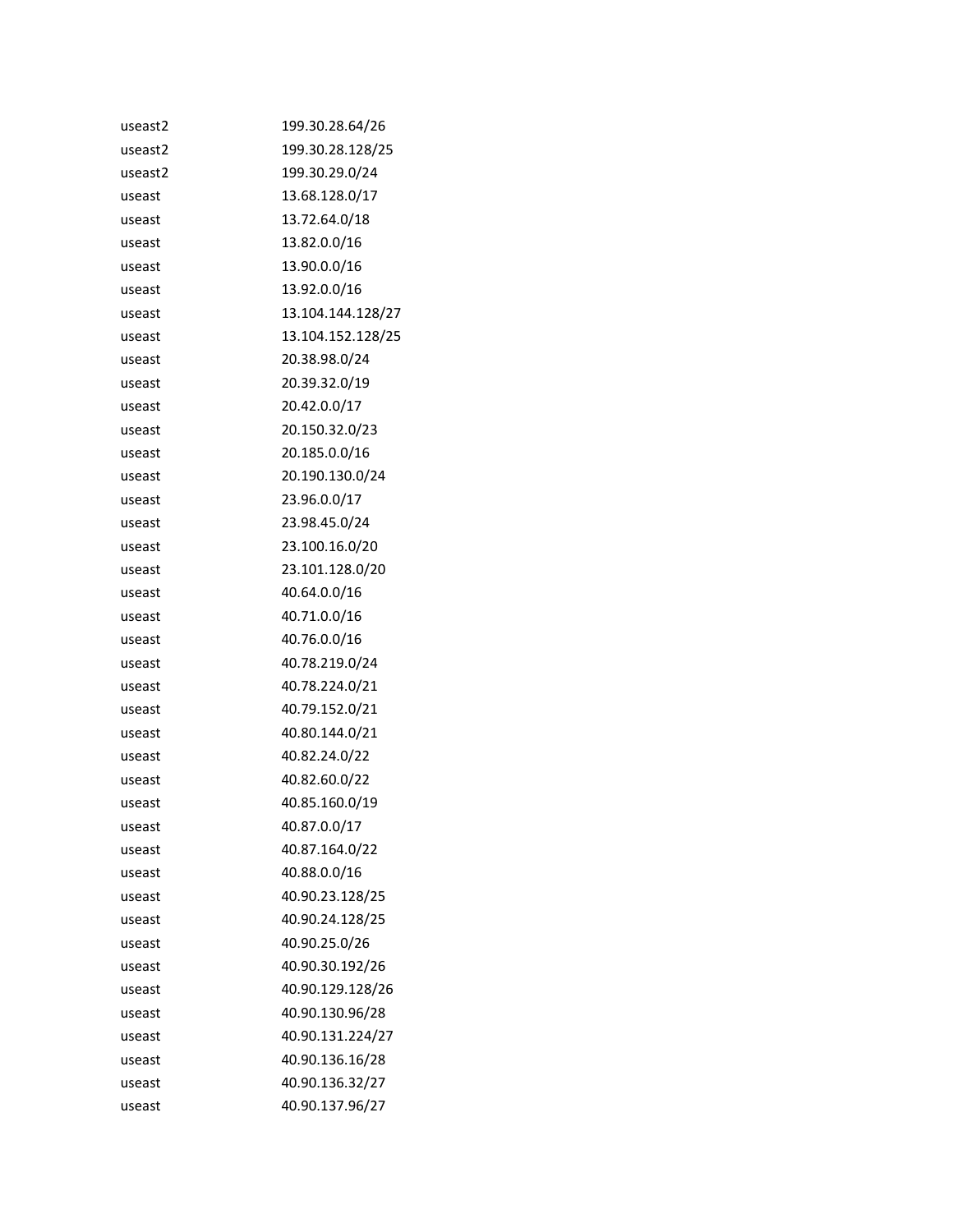| | |
|---|---|
| useast2 | 199.30.28.64/26 |
| useast2 | 199.30.28.128/25 |
| useast2 | 199.30.29.0/24 |
| useast | 13.68.128.0/17 |
| useast | 13.72.64.0/18 |
| useast | 13.82.0.0/16 |
| useast | 13.90.0.0/16 |
| useast | 13.92.0.0/16 |
| useast | 13.104.144.128/27 |
| useast | 13.104.152.128/25 |
| useast | 20.38.98.0/24 |
| useast | 20.39.32.0/19 |
| useast | 20.42.0.0/17 |
| useast | 20.150.32.0/23 |
| useast | 20.185.0.0/16 |
| useast | 20.190.130.0/24 |
| useast | 23.96.0.0/17 |
| useast | 23.98.45.0/24 |
| useast | 23.100.16.0/20 |
| useast | 23.101.128.0/20 |
| useast | 40.64.0.0/16 |
| useast | 40.71.0.0/16 |
| useast | 40.76.0.0/16 |
| useast | 40.78.219.0/24 |
| useast | 40.78.224.0/21 |
| useast | 40.79.152.0/21 |
| useast | 40.80.144.0/21 |
| useast | 40.82.24.0/22 |
| useast | 40.82.60.0/22 |
| useast | 40.85.160.0/19 |
| useast | 40.87.0.0/17 |
| useast | 40.87.164.0/22 |
| useast | 40.88.0.0/16 |
| useast | 40.90.23.128/25 |
| useast | 40.90.24.128/25 |
| useast | 40.90.25.0/26 |
| useast | 40.90.30.192/26 |
| useast | 40.90.129.128/26 |
| useast | 40.90.130.96/28 |
| useast | 40.90.131.224/27 |
| useast | 40.90.136.16/28 |
| useast | 40.90.136.32/27 |
| useast | 40.90.137.96/27 |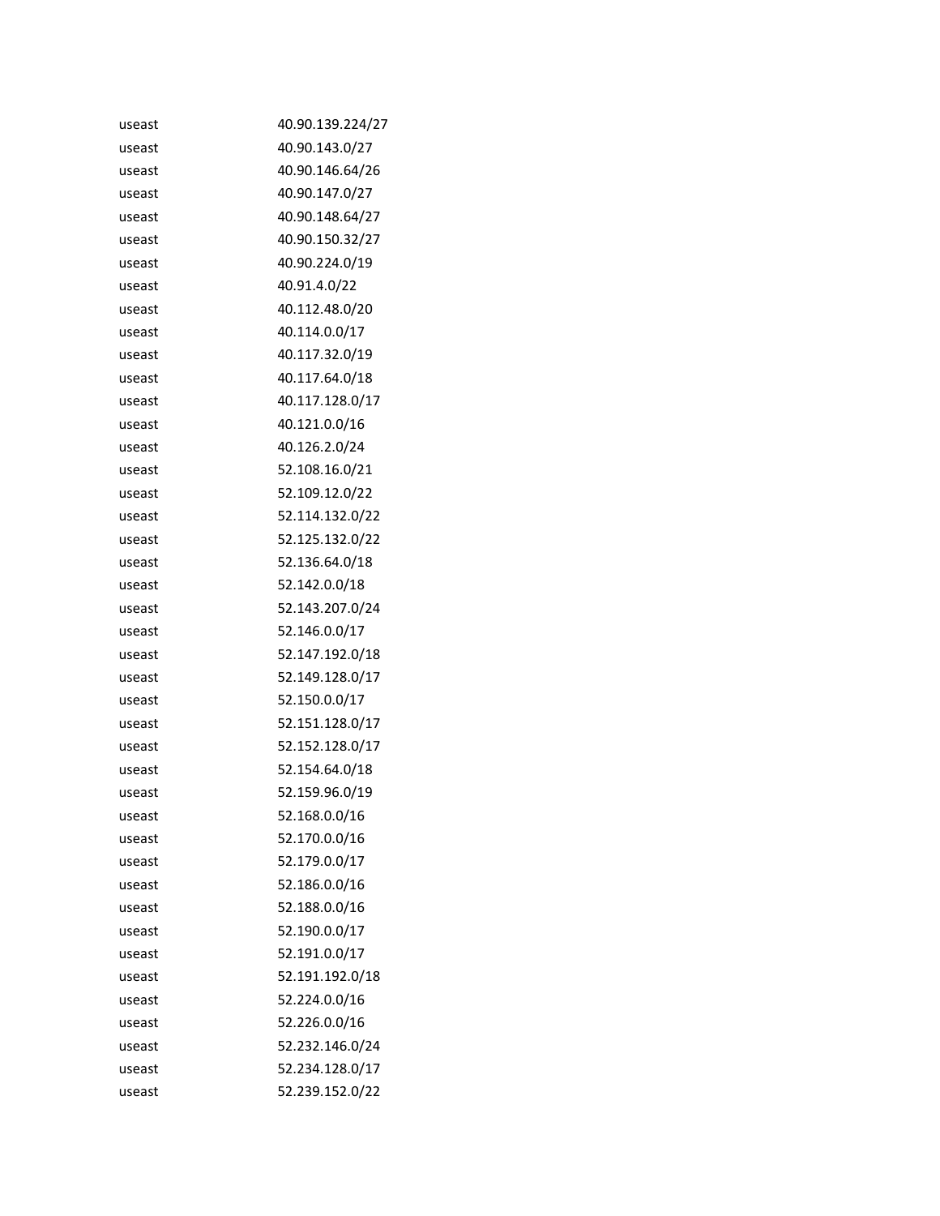| | |
|---|---|
| useast | 40.90.139.224/27 |
| useast | 40.90.143.0/27 |
| useast | 40.90.146.64/26 |
| useast | 40.90.147.0/27 |
| useast | 40.90.148.64/27 |
| useast | 40.90.150.32/27 |
| useast | 40.90.224.0/19 |
| useast | 40.91.4.0/22 |
| useast | 40.112.48.0/20 |
| useast | 40.114.0.0/17 |
| useast | 40.117.32.0/19 |
| useast | 40.117.64.0/18 |
| useast | 40.117.128.0/17 |
| useast | 40.121.0.0/16 |
| useast | 40.126.2.0/24 |
| useast | 52.108.16.0/21 |
| useast | 52.109.12.0/22 |
| useast | 52.114.132.0/22 |
| useast | 52.125.132.0/22 |
| useast | 52.136.64.0/18 |
| useast | 52.142.0.0/18 |
| useast | 52.143.207.0/24 |
| useast | 52.146.0.0/17 |
| useast | 52.147.192.0/18 |
| useast | 52.149.128.0/17 |
| useast | 52.150.0.0/17 |
| useast | 52.151.128.0/17 |
| useast | 52.152.128.0/17 |
| useast | 52.154.64.0/18 |
| useast | 52.159.96.0/19 |
| useast | 52.168.0.0/16 |
| useast | 52.170.0.0/16 |
| useast | 52.179.0.0/17 |
| useast | 52.186.0.0/16 |
| useast | 52.188.0.0/16 |
| useast | 52.190.0.0/17 |
| useast | 52.191.0.0/17 |
| useast | 52.191.192.0/18 |
| useast | 52.224.0.0/16 |
| useast | 52.226.0.0/16 |
| useast | 52.232.146.0/24 |
| useast | 52.234.128.0/17 |
| useast | 52.239.152.0/22 |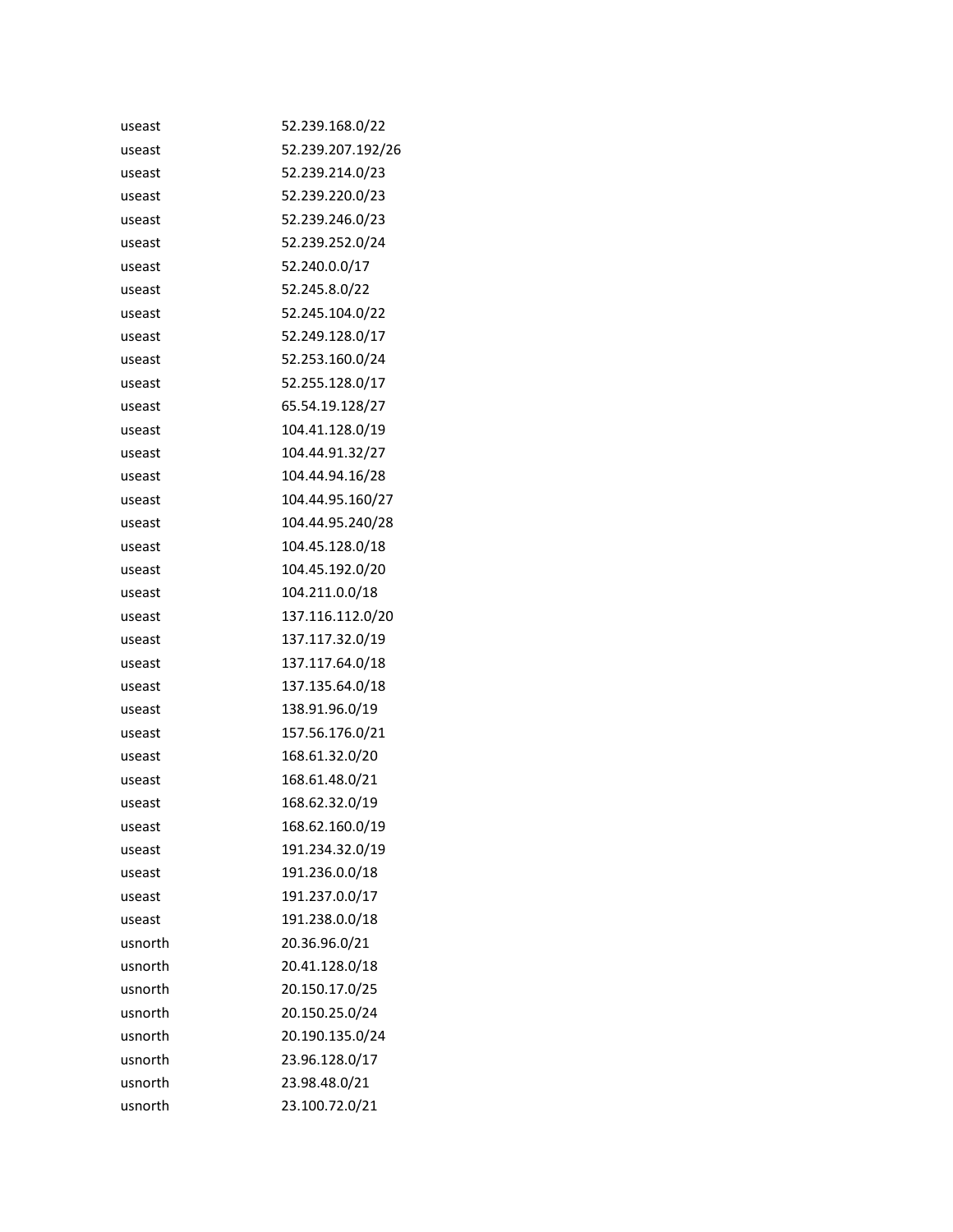| | |
|---|---|
| useast | 52.239.168.0/22 |
| useast | 52.239.207.192/26 |
| useast | 52.239.214.0/23 |
| useast | 52.239.220.0/23 |
| useast | 52.239.246.0/23 |
| useast | 52.239.252.0/24 |
| useast | 52.240.0.0/17 |
| useast | 52.245.8.0/22 |
| useast | 52.245.104.0/22 |
| useast | 52.249.128.0/17 |
| useast | 52.253.160.0/24 |
| useast | 52.255.128.0/17 |
| useast | 65.54.19.128/27 |
| useast | 104.41.128.0/19 |
| useast | 104.44.91.32/27 |
| useast | 104.44.94.16/28 |
| useast | 104.44.95.160/27 |
| useast | 104.44.95.240/28 |
| useast | 104.45.128.0/18 |
| useast | 104.45.192.0/20 |
| useast | 104.211.0.0/18 |
| useast | 137.116.112.0/20 |
| useast | 137.117.32.0/19 |
| useast | 137.117.64.0/18 |
| useast | 137.135.64.0/18 |
| useast | 138.91.96.0/19 |
| useast | 157.56.176.0/21 |
| useast | 168.61.32.0/20 |
| useast | 168.61.48.0/21 |
| useast | 168.62.32.0/19 |
| useast | 168.62.160.0/19 |
| useast | 191.234.32.0/19 |
| useast | 191.236.0.0/18 |
| useast | 191.237.0.0/17 |
| useast | 191.238.0.0/18 |
| usnorth | 20.36.96.0/21 |
| usnorth | 20.41.128.0/18 |
| usnorth | 20.150.17.0/25 |
| usnorth | 20.150.25.0/24 |
| usnorth | 20.190.135.0/24 |
| usnorth | 23.96.128.0/17 |
| usnorth | 23.98.48.0/21 |
| usnorth | 23.100.72.0/21 |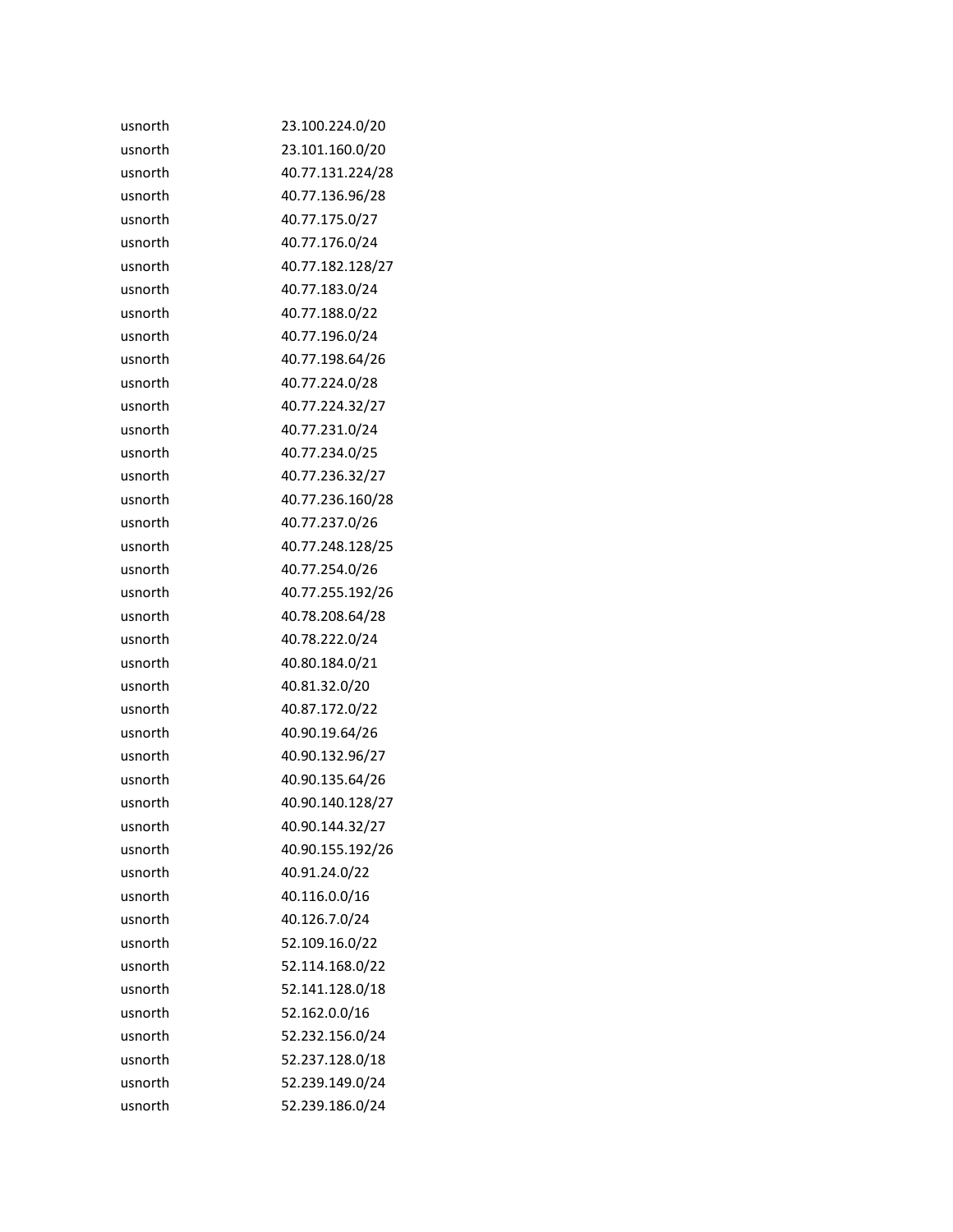| | |
|---|---|
| usnorth | 23.100.224.0/20 |
| usnorth | 23.101.160.0/20 |
| usnorth | 40.77.131.224/28 |
| usnorth | 40.77.136.96/28 |
| usnorth | 40.77.175.0/27 |
| usnorth | 40.77.176.0/24 |
| usnorth | 40.77.182.128/27 |
| usnorth | 40.77.183.0/24 |
| usnorth | 40.77.188.0/22 |
| usnorth | 40.77.196.0/24 |
| usnorth | 40.77.198.64/26 |
| usnorth | 40.77.224.0/28 |
| usnorth | 40.77.224.32/27 |
| usnorth | 40.77.231.0/24 |
| usnorth | 40.77.234.0/25 |
| usnorth | 40.77.236.32/27 |
| usnorth | 40.77.236.160/28 |
| usnorth | 40.77.237.0/26 |
| usnorth | 40.77.248.128/25 |
| usnorth | 40.77.254.0/26 |
| usnorth | 40.77.255.192/26 |
| usnorth | 40.78.208.64/28 |
| usnorth | 40.78.222.0/24 |
| usnorth | 40.80.184.0/21 |
| usnorth | 40.81.32.0/20 |
| usnorth | 40.87.172.0/22 |
| usnorth | 40.90.19.64/26 |
| usnorth | 40.90.132.96/27 |
| usnorth | 40.90.135.64/26 |
| usnorth | 40.90.140.128/27 |
| usnorth | 40.90.144.32/27 |
| usnorth | 40.90.155.192/26 |
| usnorth | 40.91.24.0/22 |
| usnorth | 40.116.0.0/16 |
| usnorth | 40.126.7.0/24 |
| usnorth | 52.109.16.0/22 |
| usnorth | 52.114.168.0/22 |
| usnorth | 52.141.128.0/18 |
| usnorth | 52.162.0.0/16 |
| usnorth | 52.232.156.0/24 |
| usnorth | 52.237.128.0/18 |
| usnorth | 52.239.149.0/24 |
| usnorth | 52.239.186.0/24 |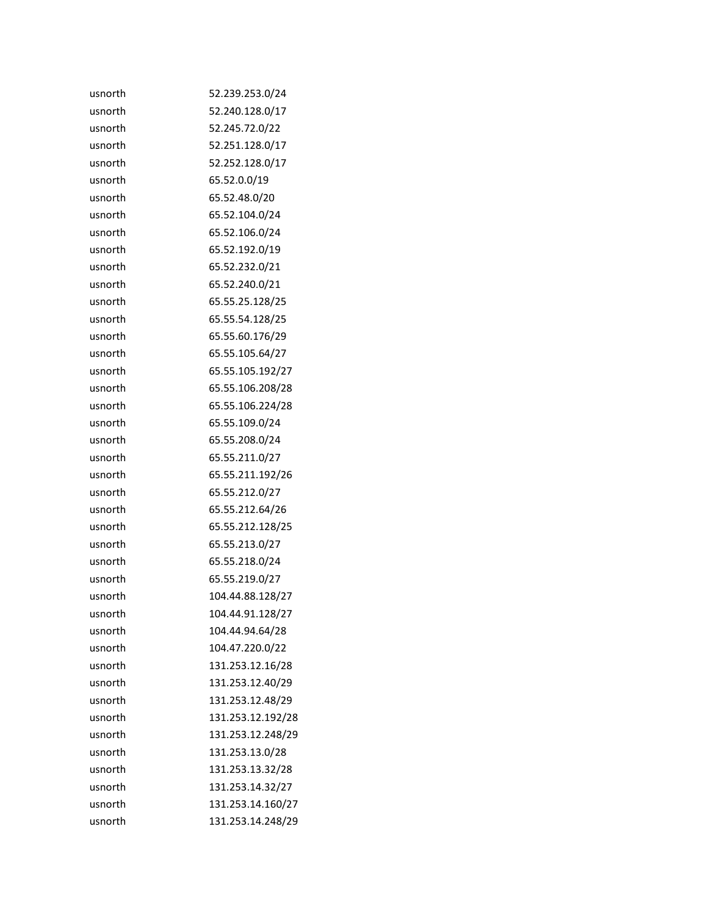| | |
|---|---|
| usnorth | 52.239.253.0/24 |
| usnorth | 52.240.128.0/17 |
| usnorth | 52.245.72.0/22 |
| usnorth | 52.251.128.0/17 |
| usnorth | 52.252.128.0/17 |
| usnorth | 65.52.0.0/19 |
| usnorth | 65.52.48.0/20 |
| usnorth | 65.52.104.0/24 |
| usnorth | 65.52.106.0/24 |
| usnorth | 65.52.192.0/19 |
| usnorth | 65.52.232.0/21 |
| usnorth | 65.52.240.0/21 |
| usnorth | 65.55.25.128/25 |
| usnorth | 65.55.54.128/25 |
| usnorth | 65.55.60.176/29 |
| usnorth | 65.55.105.64/27 |
| usnorth | 65.55.105.192/27 |
| usnorth | 65.55.106.208/28 |
| usnorth | 65.55.106.224/28 |
| usnorth | 65.55.109.0/24 |
| usnorth | 65.55.208.0/24 |
| usnorth | 65.55.211.0/27 |
| usnorth | 65.55.211.192/26 |
| usnorth | 65.55.212.0/27 |
| usnorth | 65.55.212.64/26 |
| usnorth | 65.55.212.128/25 |
| usnorth | 65.55.213.0/27 |
| usnorth | 65.55.218.0/24 |
| usnorth | 65.55.219.0/27 |
| usnorth | 104.44.88.128/27 |
| usnorth | 104.44.91.128/27 |
| usnorth | 104.44.94.64/28 |
| usnorth | 104.47.220.0/22 |
| usnorth | 131.253.12.16/28 |
| usnorth | 131.253.12.40/29 |
| usnorth | 131.253.12.48/29 |
| usnorth | 131.253.12.192/28 |
| usnorth | 131.253.12.248/29 |
| usnorth | 131.253.13.0/28 |
| usnorth | 131.253.13.32/28 |
| usnorth | 131.253.14.32/27 |
| usnorth | 131.253.14.160/27 |
| usnorth | 131.253.14.248/29 |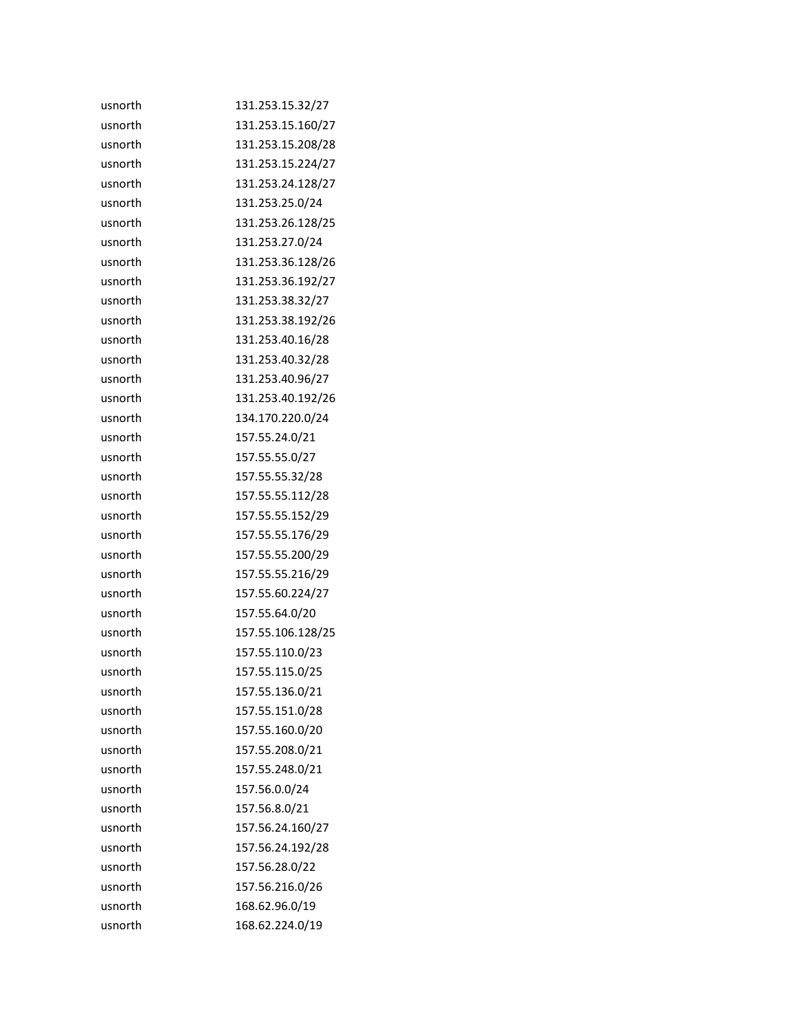| | |
|---|---|
| usnorth | 131.253.15.32/27 |
| usnorth | 131.253.15.160/27 |
| usnorth | 131.253.15.208/28 |
| usnorth | 131.253.15.224/27 |
| usnorth | 131.253.24.128/27 |
| usnorth | 131.253.25.0/24 |
| usnorth | 131.253.26.128/25 |
| usnorth | 131.253.27.0/24 |
| usnorth | 131.253.36.128/26 |
| usnorth | 131.253.36.192/27 |
| usnorth | 131.253.38.32/27 |
| usnorth | 131.253.38.192/26 |
| usnorth | 131.253.40.16/28 |
| usnorth | 131.253.40.32/28 |
| usnorth | 131.253.40.96/27 |
| usnorth | 131.253.40.192/26 |
| usnorth | 134.170.220.0/24 |
| usnorth | 157.55.24.0/21 |
| usnorth | 157.55.55.0/27 |
| usnorth | 157.55.55.32/28 |
| usnorth | 157.55.55.112/28 |
| usnorth | 157.55.55.152/29 |
| usnorth | 157.55.55.176/29 |
| usnorth | 157.55.55.200/29 |
| usnorth | 157.55.55.216/29 |
| usnorth | 157.55.60.224/27 |
| usnorth | 157.55.64.0/20 |
| usnorth | 157.55.106.128/25 |
| usnorth | 157.55.110.0/23 |
| usnorth | 157.55.115.0/25 |
| usnorth | 157.55.136.0/21 |
| usnorth | 157.55.151.0/28 |
| usnorth | 157.55.160.0/20 |
| usnorth | 157.55.208.0/21 |
| usnorth | 157.55.248.0/21 |
| usnorth | 157.56.0.0/24 |
| usnorth | 157.56.8.0/21 |
| usnorth | 157.56.24.160/27 |
| usnorth | 157.56.24.192/28 |
| usnorth | 157.56.28.0/22 |
| usnorth | 157.56.216.0/26 |
| usnorth | 168.62.96.0/19 |
| usnorth | 168.62.224.0/19 |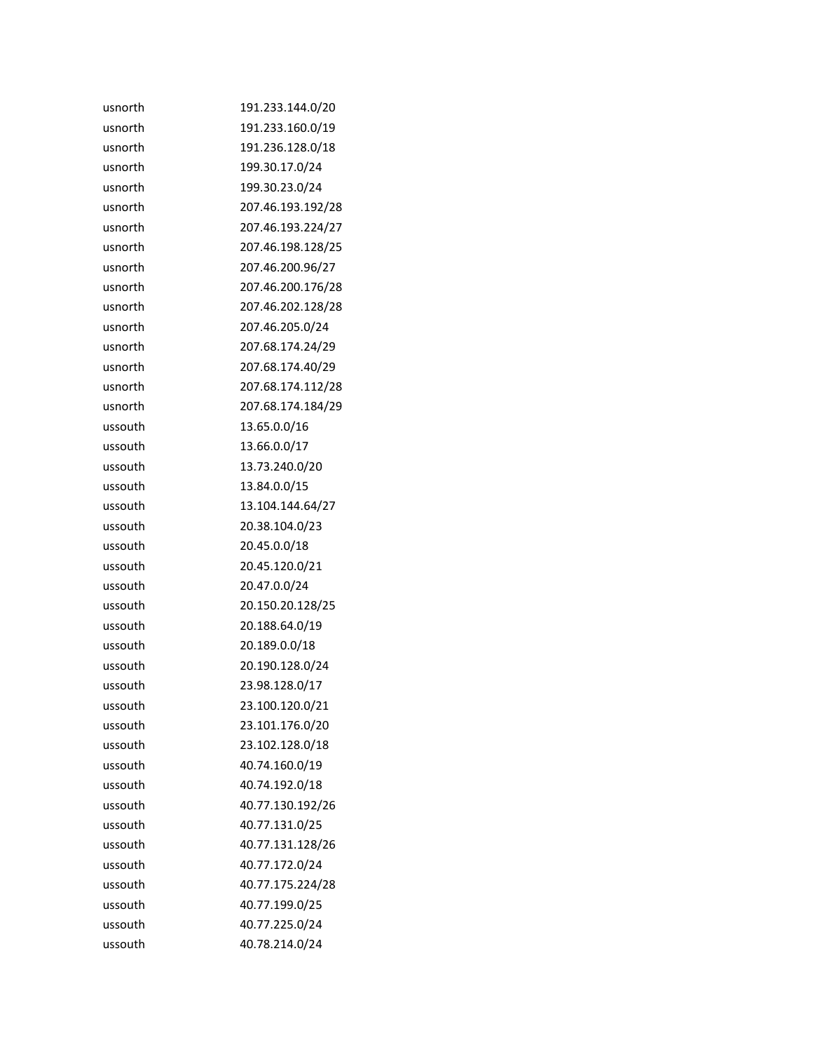| | |
|---|---|
| usnorth | 191.233.144.0/20 |
| usnorth | 191.233.160.0/19 |
| usnorth | 191.236.128.0/18 |
| usnorth | 199.30.17.0/24 |
| usnorth | 199.30.23.0/24 |
| usnorth | 207.46.193.192/28 |
| usnorth | 207.46.193.224/27 |
| usnorth | 207.46.198.128/25 |
| usnorth | 207.46.200.96/27 |
| usnorth | 207.46.200.176/28 |
| usnorth | 207.46.202.128/28 |
| usnorth | 207.46.205.0/24 |
| usnorth | 207.68.174.24/29 |
| usnorth | 207.68.174.40/29 |
| usnorth | 207.68.174.112/28 |
| usnorth | 207.68.174.184/29 |
| ussouth | 13.65.0.0/16 |
| ussouth | 13.66.0.0/17 |
| ussouth | 13.73.240.0/20 |
| ussouth | 13.84.0.0/15 |
| ussouth | 13.104.144.64/27 |
| ussouth | 20.38.104.0/23 |
| ussouth | 20.45.0.0/18 |
| ussouth | 20.45.120.0/21 |
| ussouth | 20.47.0.0/24 |
| ussouth | 20.150.20.128/25 |
| ussouth | 20.188.64.0/19 |
| ussouth | 20.189.0.0/18 |
| ussouth | 20.190.128.0/24 |
| ussouth | 23.98.128.0/17 |
| ussouth | 23.100.120.0/21 |
| ussouth | 23.101.176.0/20 |
| ussouth | 23.102.128.0/18 |
| ussouth | 40.74.160.0/19 |
| ussouth | 40.74.192.0/18 |
| ussouth | 40.77.130.192/26 |
| ussouth | 40.77.131.0/25 |
| ussouth | 40.77.131.128/26 |
| ussouth | 40.77.172.0/24 |
| ussouth | 40.77.175.224/28 |
| ussouth | 40.77.199.0/25 |
| ussouth | 40.77.225.0/24 |
| ussouth | 40.78.214.0/24 |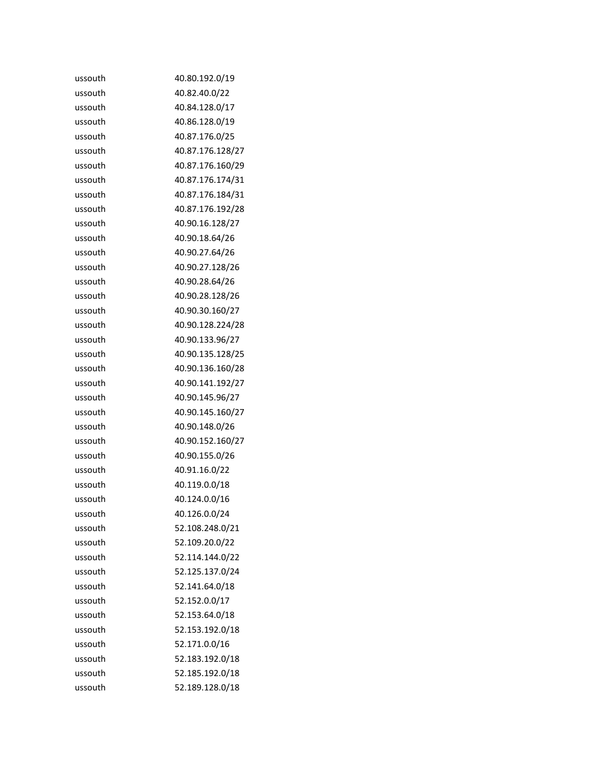| | |
|---|---|
| ussouth | 40.80.192.0/19 |
| ussouth | 40.82.40.0/22 |
| ussouth | 40.84.128.0/17 |
| ussouth | 40.86.128.0/19 |
| ussouth | 40.87.176.0/25 |
| ussouth | 40.87.176.128/27 |
| ussouth | 40.87.176.160/29 |
| ussouth | 40.87.176.174/31 |
| ussouth | 40.87.176.184/31 |
| ussouth | 40.87.176.192/28 |
| ussouth | 40.90.16.128/27 |
| ussouth | 40.90.18.64/26 |
| ussouth | 40.90.27.64/26 |
| ussouth | 40.90.27.128/26 |
| ussouth | 40.90.28.64/26 |
| ussouth | 40.90.28.128/26 |
| ussouth | 40.90.30.160/27 |
| ussouth | 40.90.128.224/28 |
| ussouth | 40.90.133.96/27 |
| ussouth | 40.90.135.128/25 |
| ussouth | 40.90.136.160/28 |
| ussouth | 40.90.141.192/27 |
| ussouth | 40.90.145.96/27 |
| ussouth | 40.90.145.160/27 |
| ussouth | 40.90.148.0/26 |
| ussouth | 40.90.152.160/27 |
| ussouth | 40.90.155.0/26 |
| ussouth | 40.91.16.0/22 |
| ussouth | 40.119.0.0/18 |
| ussouth | 40.124.0.0/16 |
| ussouth | 40.126.0.0/24 |
| ussouth | 52.108.248.0/21 |
| ussouth | 52.109.20.0/22 |
| ussouth | 52.114.144.0/22 |
| ussouth | 52.125.137.0/24 |
| ussouth | 52.141.64.0/18 |
| ussouth | 52.152.0.0/17 |
| ussouth | 52.153.64.0/18 |
| ussouth | 52.153.192.0/18 |
| ussouth | 52.171.0.0/16 |
| ussouth | 52.183.192.0/18 |
| ussouth | 52.185.192.0/18 |
| ussouth | 52.189.128.0/18 |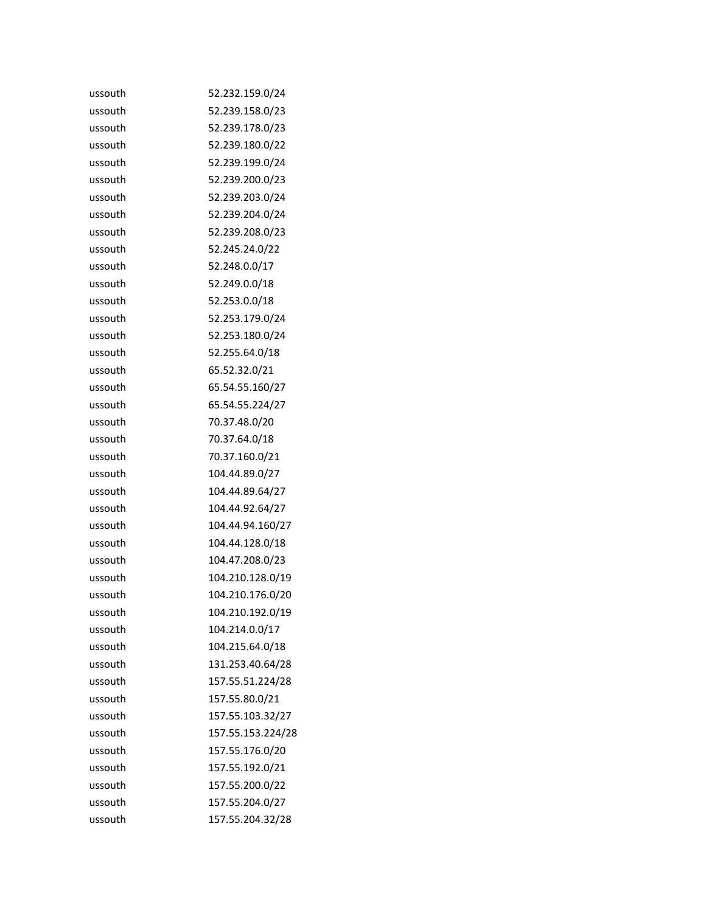| | |
|---|---|
| ussouth | 52.232.159.0/24 |
| ussouth | 52.239.158.0/23 |
| ussouth | 52.239.178.0/23 |
| ussouth | 52.239.180.0/22 |
| ussouth | 52.239.199.0/24 |
| ussouth | 52.239.200.0/23 |
| ussouth | 52.239.203.0/24 |
| ussouth | 52.239.204.0/24 |
| ussouth | 52.239.208.0/23 |
| ussouth | 52.245.24.0/22 |
| ussouth | 52.248.0.0/17 |
| ussouth | 52.249.0.0/18 |
| ussouth | 52.253.0.0/18 |
| ussouth | 52.253.179.0/24 |
| ussouth | 52.253.180.0/24 |
| ussouth | 52.255.64.0/18 |
| ussouth | 65.52.32.0/21 |
| ussouth | 65.54.55.160/27 |
| ussouth | 65.54.55.224/27 |
| ussouth | 70.37.48.0/20 |
| ussouth | 70.37.64.0/18 |
| ussouth | 70.37.160.0/21 |
| ussouth | 104.44.89.0/27 |
| ussouth | 104.44.89.64/27 |
| ussouth | 104.44.92.64/27 |
| ussouth | 104.44.94.160/27 |
| ussouth | 104.44.128.0/18 |
| ussouth | 104.47.208.0/23 |
| ussouth | 104.210.128.0/19 |
| ussouth | 104.210.176.0/20 |
| ussouth | 104.210.192.0/19 |
| ussouth | 104.214.0.0/17 |
| ussouth | 104.215.64.0/18 |
| ussouth | 131.253.40.64/28 |
| ussouth | 157.55.51.224/28 |
| ussouth | 157.55.80.0/21 |
| ussouth | 157.55.103.32/27 |
| ussouth | 157.55.153.224/28 |
| ussouth | 157.55.176.0/20 |
| ussouth | 157.55.192.0/21 |
| ussouth | 157.55.200.0/22 |
| ussouth | 157.55.204.0/27 |
| ussouth | 157.55.204.32/28 |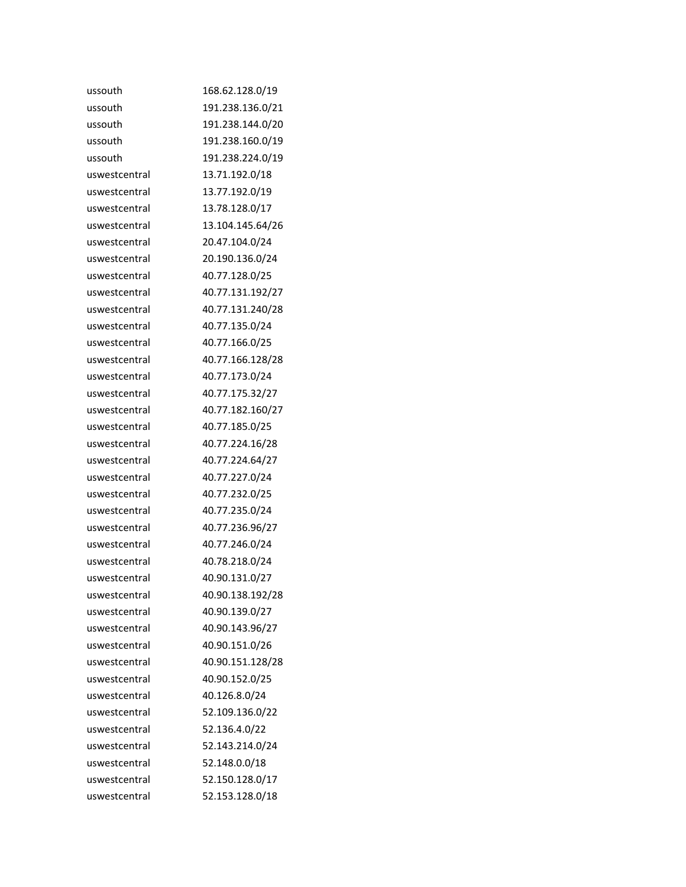| | |
|---|---|
| ussouth | 168.62.128.0/19 |
| ussouth | 191.238.136.0/21 |
| ussouth | 191.238.144.0/20 |
| ussouth | 191.238.160.0/19 |
| ussouth | 191.238.224.0/19 |
| uswestcentral | 13.71.192.0/18 |
| uswestcentral | 13.77.192.0/19 |
| uswestcentral | 13.78.128.0/17 |
| uswestcentral | 13.104.145.64/26 |
| uswestcentral | 20.47.104.0/24 |
| uswestcentral | 20.190.136.0/24 |
| uswestcentral | 40.77.128.0/25 |
| uswestcentral | 40.77.131.192/27 |
| uswestcentral | 40.77.131.240/28 |
| uswestcentral | 40.77.135.0/24 |
| uswestcentral | 40.77.166.0/25 |
| uswestcentral | 40.77.166.128/28 |
| uswestcentral | 40.77.173.0/24 |
| uswestcentral | 40.77.175.32/27 |
| uswestcentral | 40.77.182.160/27 |
| uswestcentral | 40.77.185.0/25 |
| uswestcentral | 40.77.224.16/28 |
| uswestcentral | 40.77.224.64/27 |
| uswestcentral | 40.77.227.0/24 |
| uswestcentral | 40.77.232.0/25 |
| uswestcentral | 40.77.235.0/24 |
| uswestcentral | 40.77.236.96/27 |
| uswestcentral | 40.77.246.0/24 |
| uswestcentral | 40.78.218.0/24 |
| uswestcentral | 40.90.131.0/27 |
| uswestcentral | 40.90.138.192/28 |
| uswestcentral | 40.90.139.0/27 |
| uswestcentral | 40.90.143.96/27 |
| uswestcentral | 40.90.151.0/26 |
| uswestcentral | 40.90.151.128/28 |
| uswestcentral | 40.90.152.0/25 |
| uswestcentral | 40.126.8.0/24 |
| uswestcentral | 52.109.136.0/22 |
| uswestcentral | 52.136.4.0/22 |
| uswestcentral | 52.143.214.0/24 |
| uswestcentral | 52.148.0.0/18 |
| uswestcentral | 52.150.128.0/17 |
| uswestcentral | 52.153.128.0/18 |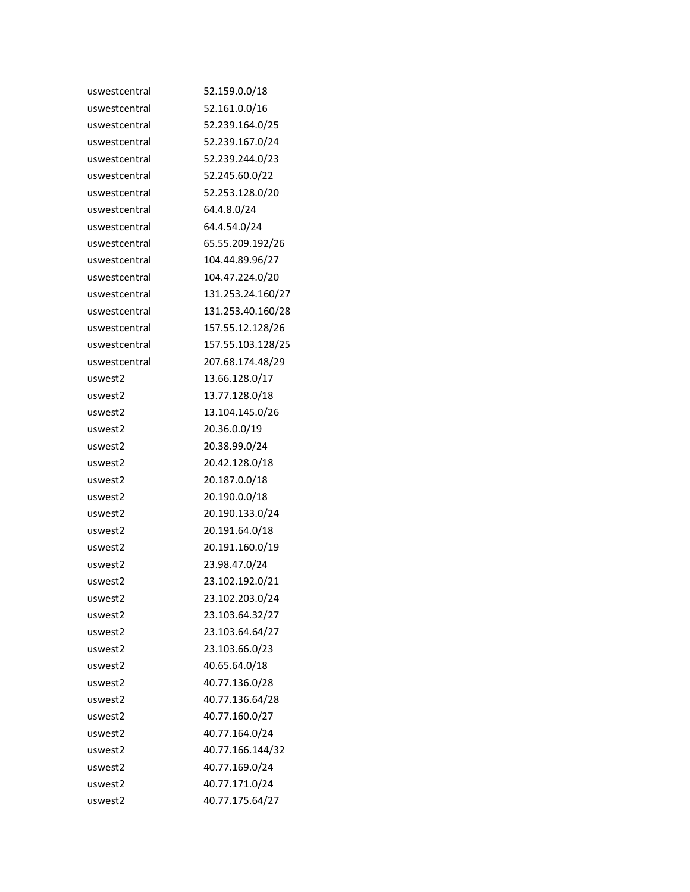| | |
|---|---|
| uswestcentral | 52.159.0.0/18 |
| uswestcentral | 52.161.0.0/16 |
| uswestcentral | 52.239.164.0/25 |
| uswestcentral | 52.239.167.0/24 |
| uswestcentral | 52.239.244.0/23 |
| uswestcentral | 52.245.60.0/22 |
| uswestcentral | 52.253.128.0/20 |
| uswestcentral | 64.4.8.0/24 |
| uswestcentral | 64.4.54.0/24 |
| uswestcentral | 65.55.209.192/26 |
| uswestcentral | 104.44.89.96/27 |
| uswestcentral | 104.47.224.0/20 |
| uswestcentral | 131.253.24.160/27 |
| uswestcentral | 131.253.40.160/28 |
| uswestcentral | 157.55.12.128/26 |
| uswestcentral | 157.55.103.128/25 |
| uswestcentral | 207.68.174.48/29 |
| uswest2 | 13.66.128.0/17 |
| uswest2 | 13.77.128.0/18 |
| uswest2 | 13.104.145.0/26 |
| uswest2 | 20.36.0.0/19 |
| uswest2 | 20.38.99.0/24 |
| uswest2 | 20.42.128.0/18 |
| uswest2 | 20.187.0.0/18 |
| uswest2 | 20.190.0.0/18 |
| uswest2 | 20.190.133.0/24 |
| uswest2 | 20.191.64.0/18 |
| uswest2 | 20.191.160.0/19 |
| uswest2 | 23.98.47.0/24 |
| uswest2 | 23.102.192.0/21 |
| uswest2 | 23.102.203.0/24 |
| uswest2 | 23.103.64.32/27 |
| uswest2 | 23.103.64.64/27 |
| uswest2 | 23.103.66.0/23 |
| uswest2 | 40.65.64.0/18 |
| uswest2 | 40.77.136.0/28 |
| uswest2 | 40.77.136.64/28 |
| uswest2 | 40.77.160.0/27 |
| uswest2 | 40.77.164.0/24 |
| uswest2 | 40.77.166.144/32 |
| uswest2 | 40.77.169.0/24 |
| uswest2 | 40.77.171.0/24 |
| uswest2 | 40.77.175.64/27 |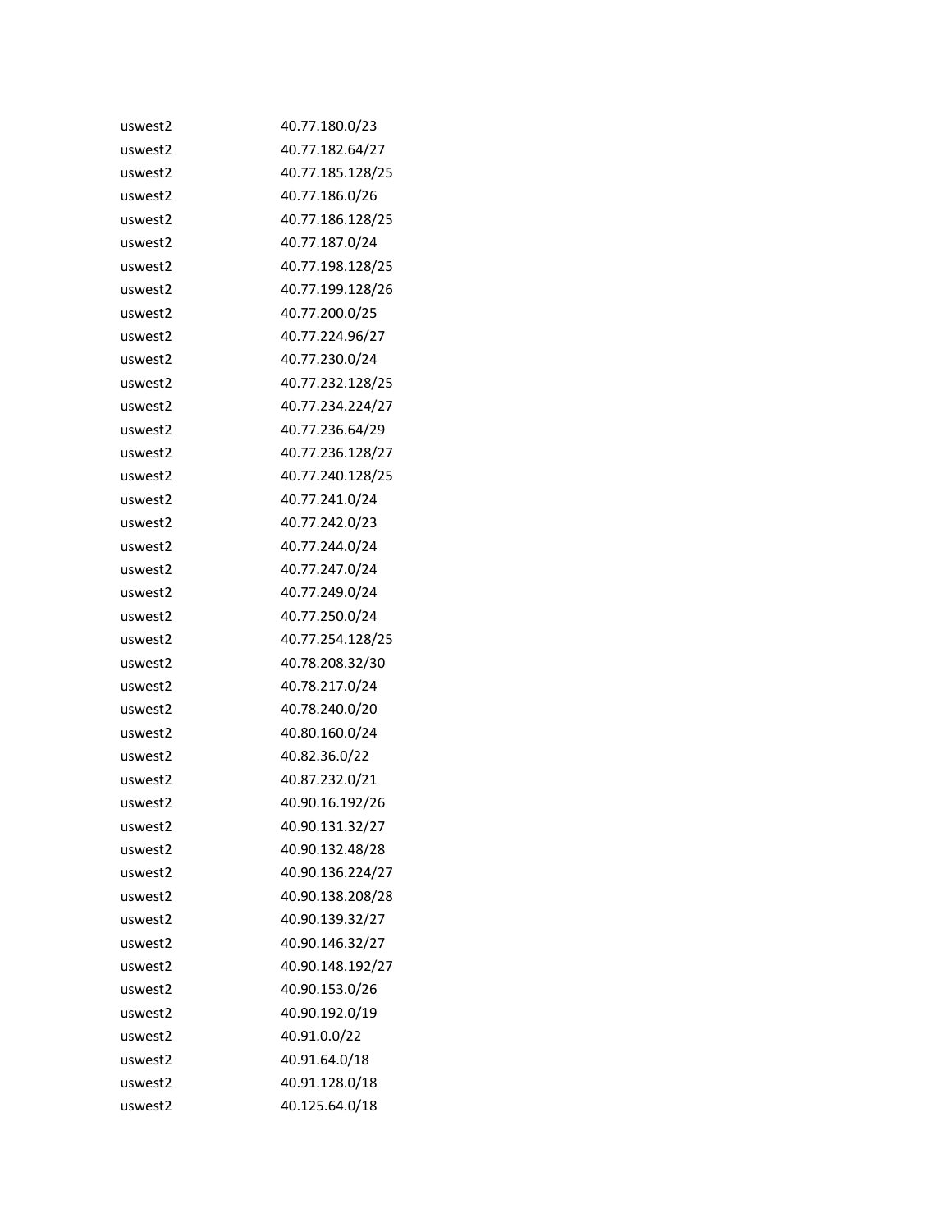| | |
|---|---|
| uswest2 | 40.77.180.0/23 |
| uswest2 | 40.77.182.64/27 |
| uswest2 | 40.77.185.128/25 |
| uswest2 | 40.77.186.0/26 |
| uswest2 | 40.77.186.128/25 |
| uswest2 | 40.77.187.0/24 |
| uswest2 | 40.77.198.128/25 |
| uswest2 | 40.77.199.128/26 |
| uswest2 | 40.77.200.0/25 |
| uswest2 | 40.77.224.96/27 |
| uswest2 | 40.77.230.0/24 |
| uswest2 | 40.77.232.128/25 |
| uswest2 | 40.77.234.224/27 |
| uswest2 | 40.77.236.64/29 |
| uswest2 | 40.77.236.128/27 |
| uswest2 | 40.77.240.128/25 |
| uswest2 | 40.77.241.0/24 |
| uswest2 | 40.77.242.0/23 |
| uswest2 | 40.77.244.0/24 |
| uswest2 | 40.77.247.0/24 |
| uswest2 | 40.77.249.0/24 |
| uswest2 | 40.77.250.0/24 |
| uswest2 | 40.77.254.128/25 |
| uswest2 | 40.78.208.32/30 |
| uswest2 | 40.78.217.0/24 |
| uswest2 | 40.78.240.0/20 |
| uswest2 | 40.80.160.0/24 |
| uswest2 | 40.82.36.0/22 |
| uswest2 | 40.87.232.0/21 |
| uswest2 | 40.90.16.192/26 |
| uswest2 | 40.90.131.32/27 |
| uswest2 | 40.90.132.48/28 |
| uswest2 | 40.90.136.224/27 |
| uswest2 | 40.90.138.208/28 |
| uswest2 | 40.90.139.32/27 |
| uswest2 | 40.90.146.32/27 |
| uswest2 | 40.90.148.192/27 |
| uswest2 | 40.90.153.0/26 |
| uswest2 | 40.90.192.0/19 |
| uswest2 | 40.91.0.0/22 |
| uswest2 | 40.91.64.0/18 |
| uswest2 | 40.91.128.0/18 |
| uswest2 | 40.125.64.0/18 |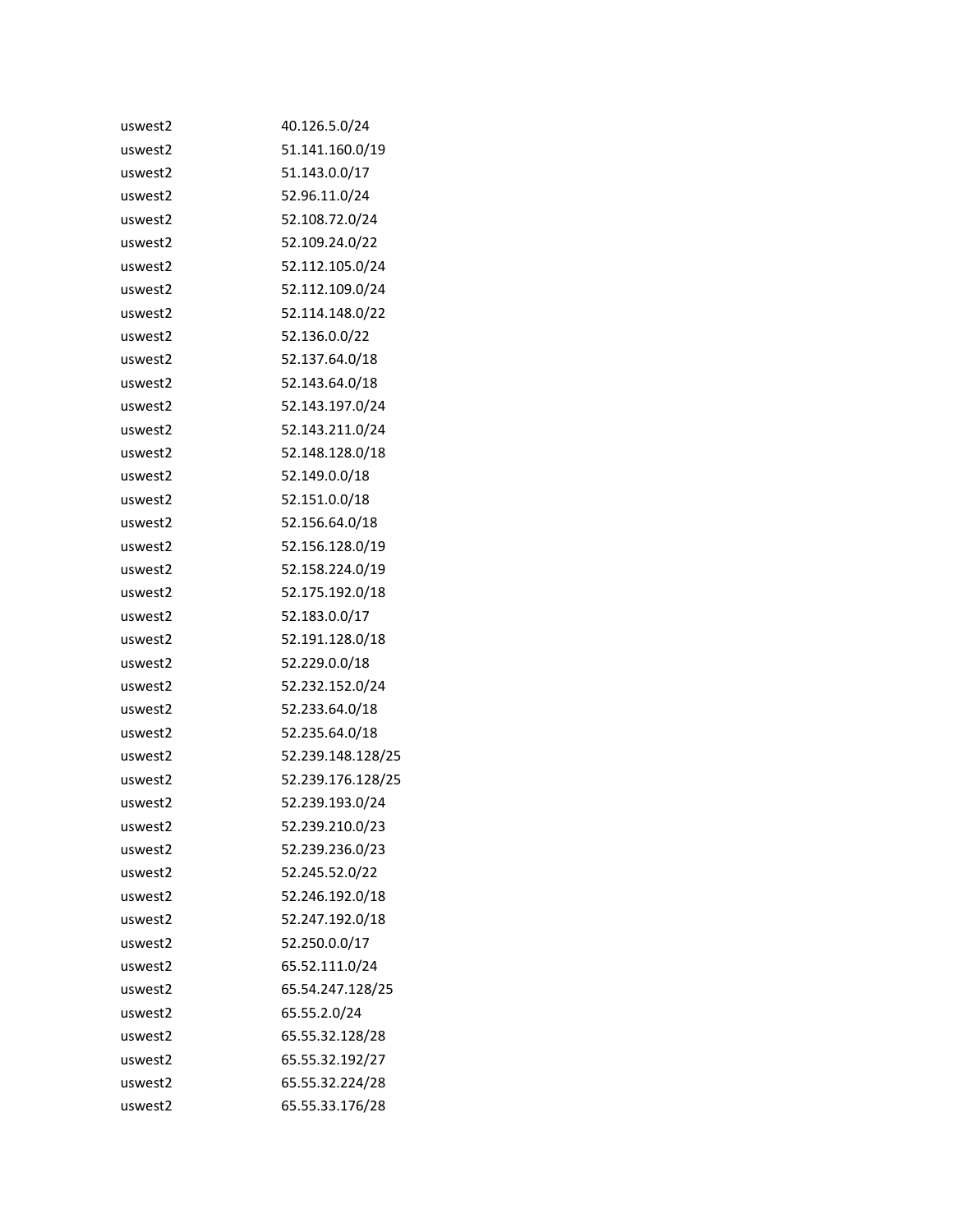| | |
|---|---|
| uswest2 | 40.126.5.0/24 |
| uswest2 | 51.141.160.0/19 |
| uswest2 | 51.143.0.0/17 |
| uswest2 | 52.96.11.0/24 |
| uswest2 | 52.108.72.0/24 |
| uswest2 | 52.109.24.0/22 |
| uswest2 | 52.112.105.0/24 |
| uswest2 | 52.112.109.0/24 |
| uswest2 | 52.114.148.0/22 |
| uswest2 | 52.136.0.0/22 |
| uswest2 | 52.137.64.0/18 |
| uswest2 | 52.143.64.0/18 |
| uswest2 | 52.143.197.0/24 |
| uswest2 | 52.143.211.0/24 |
| uswest2 | 52.148.128.0/18 |
| uswest2 | 52.149.0.0/18 |
| uswest2 | 52.151.0.0/18 |
| uswest2 | 52.156.64.0/18 |
| uswest2 | 52.156.128.0/19 |
| uswest2 | 52.158.224.0/19 |
| uswest2 | 52.175.192.0/18 |
| uswest2 | 52.183.0.0/17 |
| uswest2 | 52.191.128.0/18 |
| uswest2 | 52.229.0.0/18 |
| uswest2 | 52.232.152.0/24 |
| uswest2 | 52.233.64.0/18 |
| uswest2 | 52.235.64.0/18 |
| uswest2 | 52.239.148.128/25 |
| uswest2 | 52.239.176.128/25 |
| uswest2 | 52.239.193.0/24 |
| uswest2 | 52.239.210.0/23 |
| uswest2 | 52.239.236.0/23 |
| uswest2 | 52.245.52.0/22 |
| uswest2 | 52.246.192.0/18 |
| uswest2 | 52.247.192.0/18 |
| uswest2 | 52.250.0.0/17 |
| uswest2 | 65.52.111.0/24 |
| uswest2 | 65.54.247.128/25 |
| uswest2 | 65.55.2.0/24 |
| uswest2 | 65.55.32.128/28 |
| uswest2 | 65.55.32.192/27 |
| uswest2 | 65.55.32.224/28 |
| uswest2 | 65.55.33.176/28 |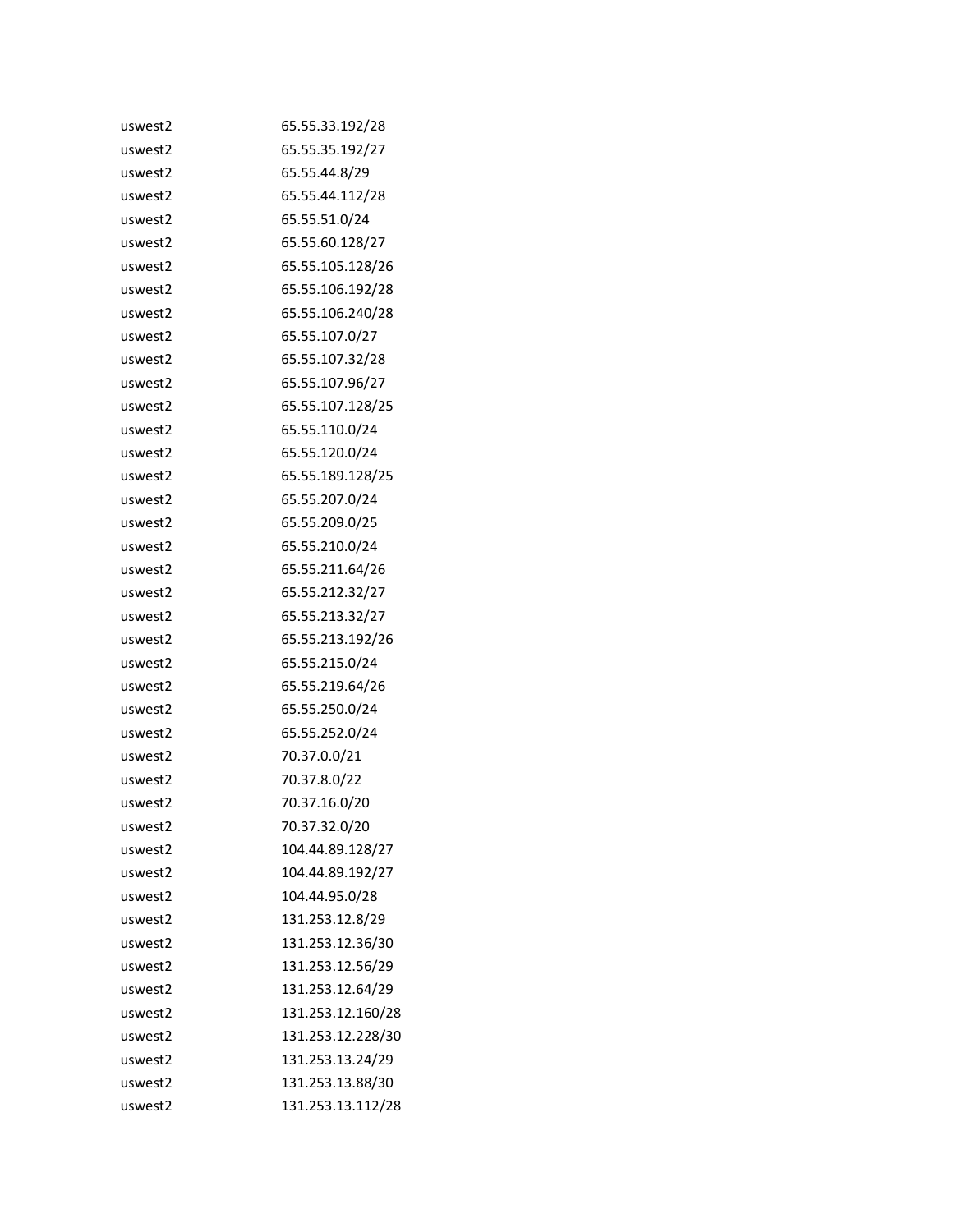| | |
|---|---|
| uswest2 | 65.55.33.192/28 |
| uswest2 | 65.55.35.192/27 |
| uswest2 | 65.55.44.8/29 |
| uswest2 | 65.55.44.112/28 |
| uswest2 | 65.55.51.0/24 |
| uswest2 | 65.55.60.128/27 |
| uswest2 | 65.55.105.128/26 |
| uswest2 | 65.55.106.192/28 |
| uswest2 | 65.55.106.240/28 |
| uswest2 | 65.55.107.0/27 |
| uswest2 | 65.55.107.32/28 |
| uswest2 | 65.55.107.96/27 |
| uswest2 | 65.55.107.128/25 |
| uswest2 | 65.55.110.0/24 |
| uswest2 | 65.55.120.0/24 |
| uswest2 | 65.55.189.128/25 |
| uswest2 | 65.55.207.0/24 |
| uswest2 | 65.55.209.0/25 |
| uswest2 | 65.55.210.0/24 |
| uswest2 | 65.55.211.64/26 |
| uswest2 | 65.55.212.32/27 |
| uswest2 | 65.55.213.32/27 |
| uswest2 | 65.55.213.192/26 |
| uswest2 | 65.55.215.0/24 |
| uswest2 | 65.55.219.64/26 |
| uswest2 | 65.55.250.0/24 |
| uswest2 | 65.55.252.0/24 |
| uswest2 | 70.37.0.0/21 |
| uswest2 | 70.37.8.0/22 |
| uswest2 | 70.37.16.0/20 |
| uswest2 | 70.37.32.0/20 |
| uswest2 | 104.44.89.128/27 |
| uswest2 | 104.44.89.192/27 |
| uswest2 | 104.44.95.0/28 |
| uswest2 | 131.253.12.8/29 |
| uswest2 | 131.253.12.36/30 |
| uswest2 | 131.253.12.56/29 |
| uswest2 | 131.253.12.64/29 |
| uswest2 | 131.253.12.160/28 |
| uswest2 | 131.253.12.228/30 |
| uswest2 | 131.253.13.24/29 |
| uswest2 | 131.253.13.88/30 |
| uswest2 | 131.253.13.112/28 |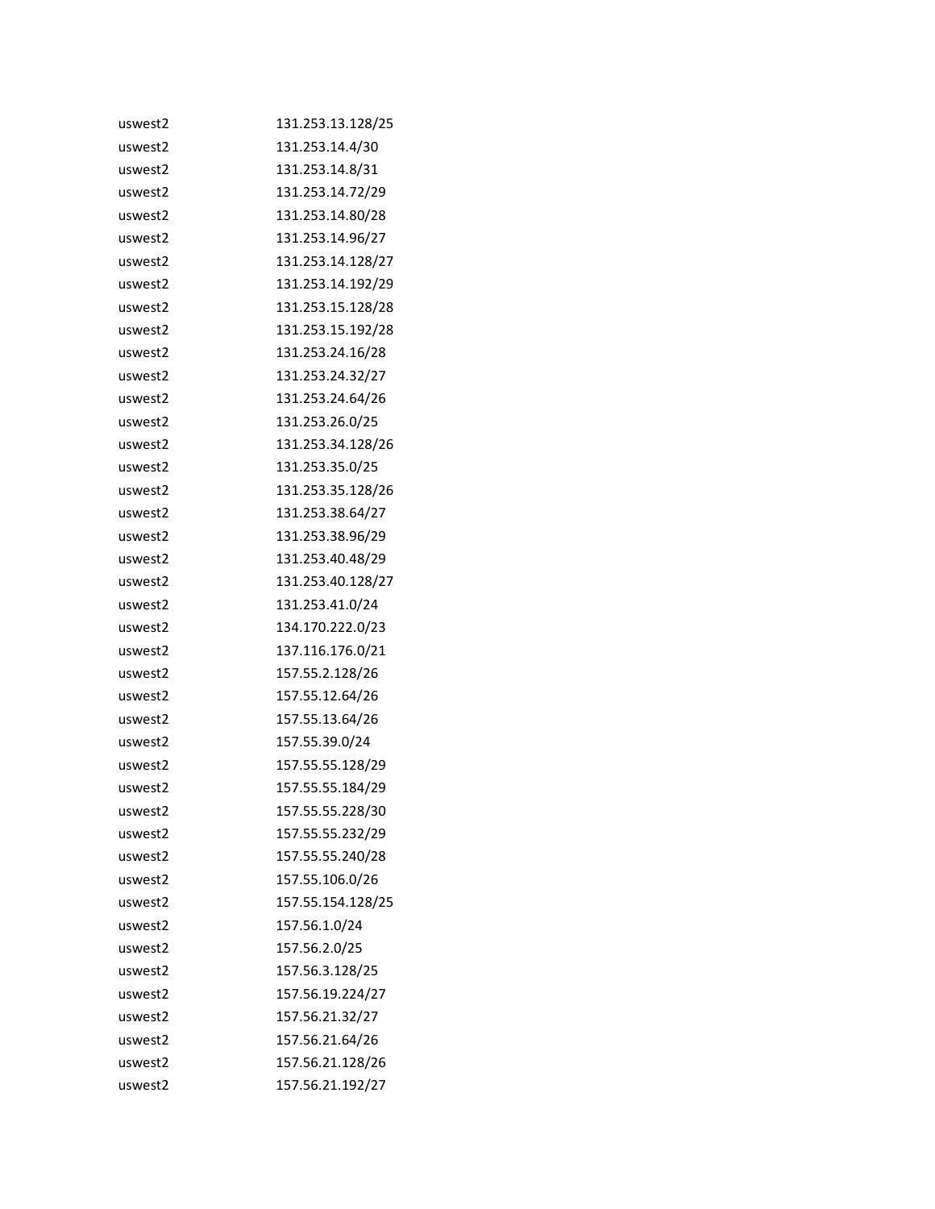| | |
|---|---|
| uswest2 | 131.253.13.128/25 |
| uswest2 | 131.253.14.4/30 |
| uswest2 | 131.253.14.8/31 |
| uswest2 | 131.253.14.72/29 |
| uswest2 | 131.253.14.80/28 |
| uswest2 | 131.253.14.96/27 |
| uswest2 | 131.253.14.128/27 |
| uswest2 | 131.253.14.192/29 |
| uswest2 | 131.253.15.128/28 |
| uswest2 | 131.253.15.192/28 |
| uswest2 | 131.253.24.16/28 |
| uswest2 | 131.253.24.32/27 |
| uswest2 | 131.253.24.64/26 |
| uswest2 | 131.253.26.0/25 |
| uswest2 | 131.253.34.128/26 |
| uswest2 | 131.253.35.0/25 |
| uswest2 | 131.253.35.128/26 |
| uswest2 | 131.253.38.64/27 |
| uswest2 | 131.253.38.96/29 |
| uswest2 | 131.253.40.48/29 |
| uswest2 | 131.253.40.128/27 |
| uswest2 | 131.253.41.0/24 |
| uswest2 | 134.170.222.0/23 |
| uswest2 | 137.116.176.0/21 |
| uswest2 | 157.55.2.128/26 |
| uswest2 | 157.55.12.64/26 |
| uswest2 | 157.55.13.64/26 |
| uswest2 | 157.55.39.0/24 |
| uswest2 | 157.55.55.128/29 |
| uswest2 | 157.55.55.184/29 |
| uswest2 | 157.55.55.228/30 |
| uswest2 | 157.55.55.232/29 |
| uswest2 | 157.55.55.240/28 |
| uswest2 | 157.55.106.0/26 |
| uswest2 | 157.55.154.128/25 |
| uswest2 | 157.56.1.0/24 |
| uswest2 | 157.56.2.0/25 |
| uswest2 | 157.56.3.128/25 |
| uswest2 | 157.56.19.224/27 |
| uswest2 | 157.56.21.32/27 |
| uswest2 | 157.56.21.64/26 |
| uswest2 | 157.56.21.128/26 |
| uswest2 | 157.56.21.192/27 |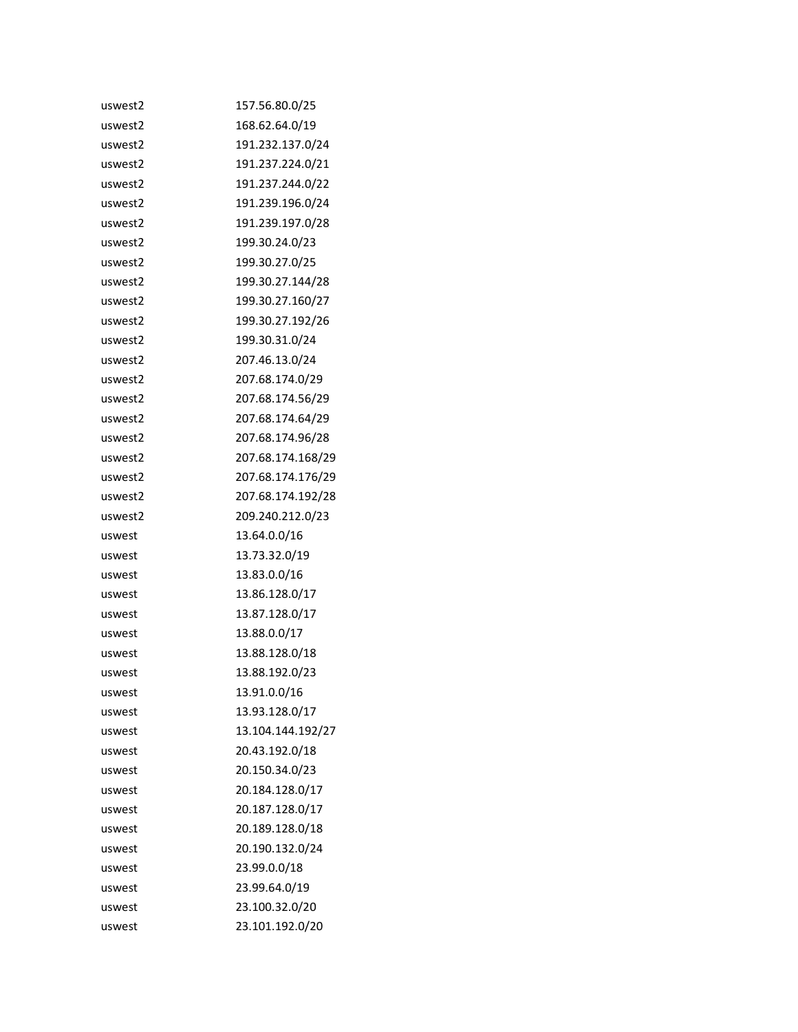| | |
|---|---|
| uswest2 | 157.56.80.0/25 |
| uswest2 | 168.62.64.0/19 |
| uswest2 | 191.232.137.0/24 |
| uswest2 | 191.237.224.0/21 |
| uswest2 | 191.237.244.0/22 |
| uswest2 | 191.239.196.0/24 |
| uswest2 | 191.239.197.0/28 |
| uswest2 | 199.30.24.0/23 |
| uswest2 | 199.30.27.0/25 |
| uswest2 | 199.30.27.144/28 |
| uswest2 | 199.30.27.160/27 |
| uswest2 | 199.30.27.192/26 |
| uswest2 | 199.30.31.0/24 |
| uswest2 | 207.46.13.0/24 |
| uswest2 | 207.68.174.0/29 |
| uswest2 | 207.68.174.56/29 |
| uswest2 | 207.68.174.64/29 |
| uswest2 | 207.68.174.96/28 |
| uswest2 | 207.68.174.168/29 |
| uswest2 | 207.68.174.176/29 |
| uswest2 | 207.68.174.192/28 |
| uswest2 | 209.240.212.0/23 |
| uswest | 13.64.0.0/16 |
| uswest | 13.73.32.0/19 |
| uswest | 13.83.0.0/16 |
| uswest | 13.86.128.0/17 |
| uswest | 13.87.128.0/17 |
| uswest | 13.88.0.0/17 |
| uswest | 13.88.128.0/18 |
| uswest | 13.88.192.0/23 |
| uswest | 13.91.0.0/16 |
| uswest | 13.93.128.0/17 |
| uswest | 13.104.144.192/27 |
| uswest | 20.43.192.0/18 |
| uswest | 20.150.34.0/23 |
| uswest | 20.184.128.0/17 |
| uswest | 20.187.128.0/17 |
| uswest | 20.189.128.0/18 |
| uswest | 20.190.132.0/24 |
| uswest | 23.99.0.0/18 |
| uswest | 23.99.64.0/19 |
| uswest | 23.100.32.0/20 |
| uswest | 23.101.192.0/20 |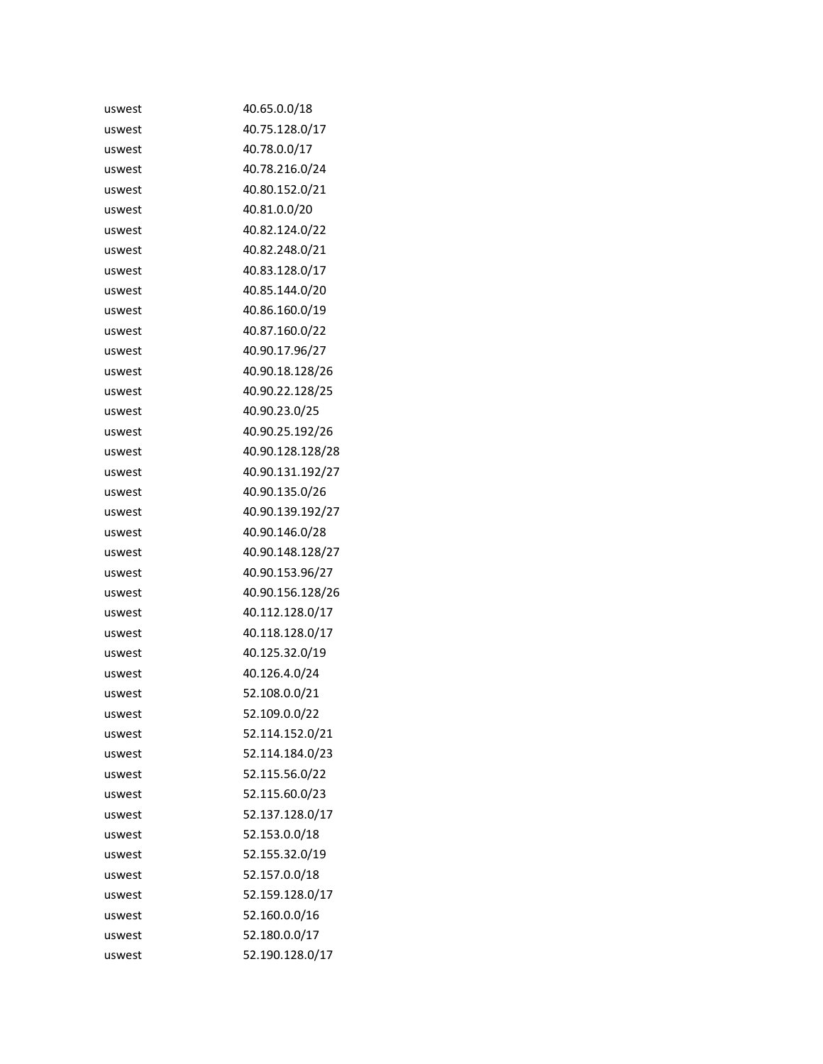| | |
|---|---|
| uswest | 40.65.0.0/18 |
| uswest | 40.75.128.0/17 |
| uswest | 40.78.0.0/17 |
| uswest | 40.78.216.0/24 |
| uswest | 40.80.152.0/21 |
| uswest | 40.81.0.0/20 |
| uswest | 40.82.124.0/22 |
| uswest | 40.82.248.0/21 |
| uswest | 40.83.128.0/17 |
| uswest | 40.85.144.0/20 |
| uswest | 40.86.160.0/19 |
| uswest | 40.87.160.0/22 |
| uswest | 40.90.17.96/27 |
| uswest | 40.90.18.128/26 |
| uswest | 40.90.22.128/25 |
| uswest | 40.90.23.0/25 |
| uswest | 40.90.25.192/26 |
| uswest | 40.90.128.128/28 |
| uswest | 40.90.131.192/27 |
| uswest | 40.90.135.0/26 |
| uswest | 40.90.139.192/27 |
| uswest | 40.90.146.0/28 |
| uswest | 40.90.148.128/27 |
| uswest | 40.90.153.96/27 |
| uswest | 40.90.156.128/26 |
| uswest | 40.112.128.0/17 |
| uswest | 40.118.128.0/17 |
| uswest | 40.125.32.0/19 |
| uswest | 40.126.4.0/24 |
| uswest | 52.108.0.0/21 |
| uswest | 52.109.0.0/22 |
| uswest | 52.114.152.0/21 |
| uswest | 52.114.184.0/23 |
| uswest | 52.115.56.0/22 |
| uswest | 52.115.60.0/23 |
| uswest | 52.137.128.0/17 |
| uswest | 52.153.0.0/18 |
| uswest | 52.155.32.0/19 |
| uswest | 52.157.0.0/18 |
| uswest | 52.159.128.0/17 |
| uswest | 52.160.0.0/16 |
| uswest | 52.180.0.0/17 |
| uswest | 52.190.128.0/17 |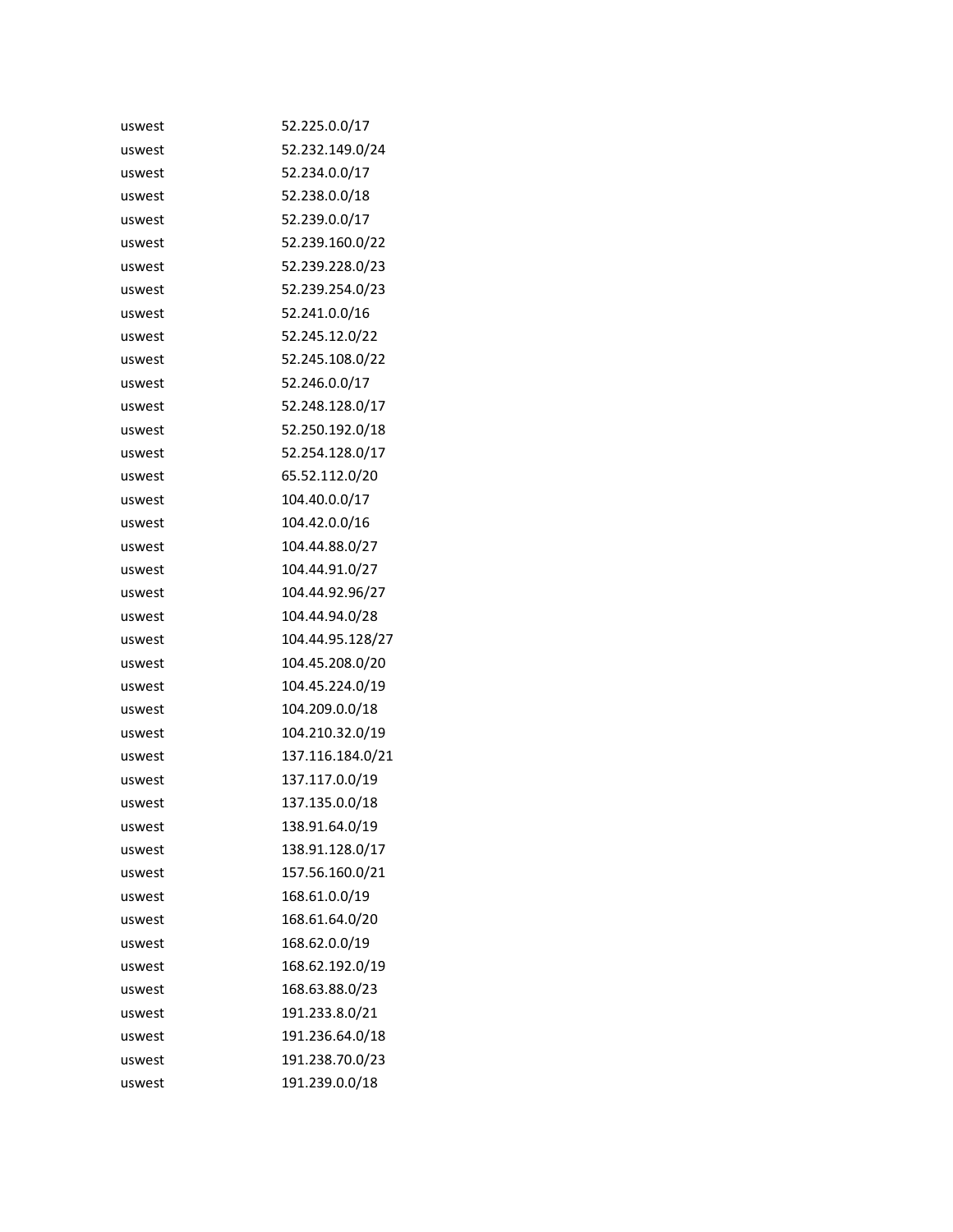| | |
|---|---|
| uswest | 52.225.0.0/17 |
| uswest | 52.232.149.0/24 |
| uswest | 52.234.0.0/17 |
| uswest | 52.238.0.0/18 |
| uswest | 52.239.0.0/17 |
| uswest | 52.239.160.0/22 |
| uswest | 52.239.228.0/23 |
| uswest | 52.239.254.0/23 |
| uswest | 52.241.0.0/16 |
| uswest | 52.245.12.0/22 |
| uswest | 52.245.108.0/22 |
| uswest | 52.246.0.0/17 |
| uswest | 52.248.128.0/17 |
| uswest | 52.250.192.0/18 |
| uswest | 52.254.128.0/17 |
| uswest | 65.52.112.0/20 |
| uswest | 104.40.0.0/17 |
| uswest | 104.42.0.0/16 |
| uswest | 104.44.88.0/27 |
| uswest | 104.44.91.0/27 |
| uswest | 104.44.92.96/27 |
| uswest | 104.44.94.0/28 |
| uswest | 104.44.95.128/27 |
| uswest | 104.45.208.0/20 |
| uswest | 104.45.224.0/19 |
| uswest | 104.209.0.0/18 |
| uswest | 104.210.32.0/19 |
| uswest | 137.116.184.0/21 |
| uswest | 137.117.0.0/19 |
| uswest | 137.135.0.0/18 |
| uswest | 138.91.64.0/19 |
| uswest | 138.91.128.0/17 |
| uswest | 157.56.160.0/21 |
| uswest | 168.61.0.0/19 |
| uswest | 168.61.64.0/20 |
| uswest | 168.62.0.0/19 |
| uswest | 168.62.192.0/19 |
| uswest | 168.63.88.0/23 |
| uswest | 191.233.8.0/21 |
| uswest | 191.236.64.0/18 |
| uswest | 191.238.70.0/23 |
| uswest | 191.239.0.0/18 |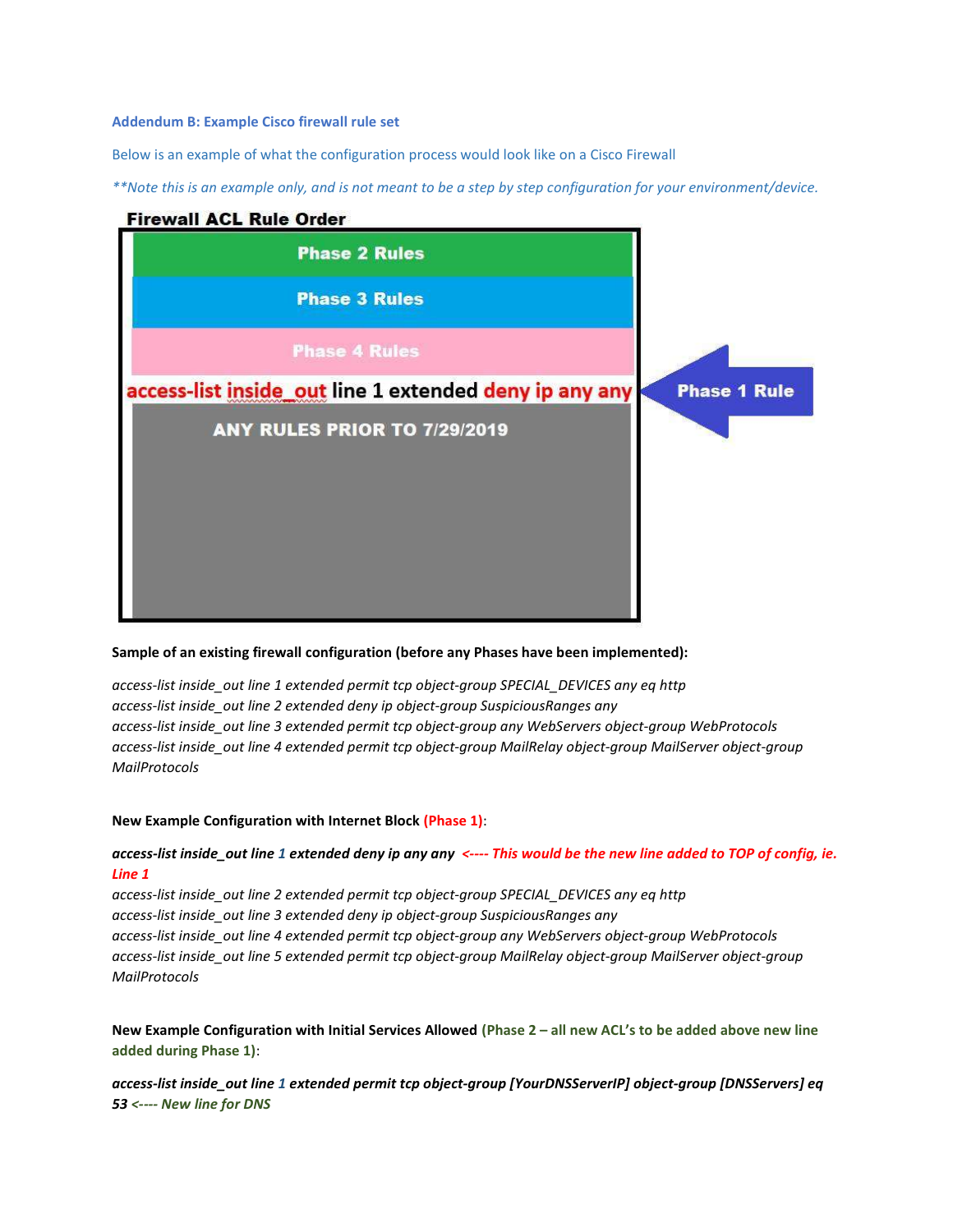## Addendum B: Example Cisco firewall rule set

Below is an example of what the configuration process would look like on a Cisco Firewall

*\*\*Note this is an example only, and is not meant to be a step by step configuration for your environment/device.*

**Firewall ACL Rule Order**

| Firewall ACL Rule Order | |
|---|---|
| **Phase 2 Rules** | |
| **Phase 3 Rules** | |
| **Phase 4 Rules** | |
| **access-list inside_out line 1 extended deny ip any any** | ← **Phase 1 Rule** |
| **ANY RULES PRIOR TO 7/29/2019** | |

**Sample of an existing firewall configuration (before any Phases have been implemented):**

*access-list inside_out line 1 extended permit tcp object-group SPECIAL_DEVICES any eq http*
*access-list inside_out line 2 extended deny ip object-group SuspiciousRanges any*
*access-list inside_out line 3 extended permit tcp object-group any WebServers object-group WebProtocols*
*access-list inside_out line 4 extended permit tcp object-group MailRelay object-group MailServer object-group MailProtocols*

**New Example Configuration with Internet Block (Phase 1):**

***access-list inside_out line 1 extended deny ip any any <---- This would be the new line added to TOP of config, ie. Line 1***
*access-list inside_out line 2 extended permit tcp object-group SPECIAL_DEVICES any eq http*
*access-list inside_out line 3 extended deny ip object-group SuspiciousRanges any*
*access-list inside_out line 4 extended permit tcp object-group any WebServers object-group WebProtocols*
*access-list inside_out line 5 extended permit tcp object-group MailRelay object-group MailServer object-group MailProtocols*

**New Example Configuration with Initial Services Allowed (Phase 2 – all new ACL's to be added above new line added during Phase 1):**

***access-list inside_out line 1 extended permit tcp object-group [YourDNSServerIP] object-group [DNSServers] eq 53 <---- New line for DNS***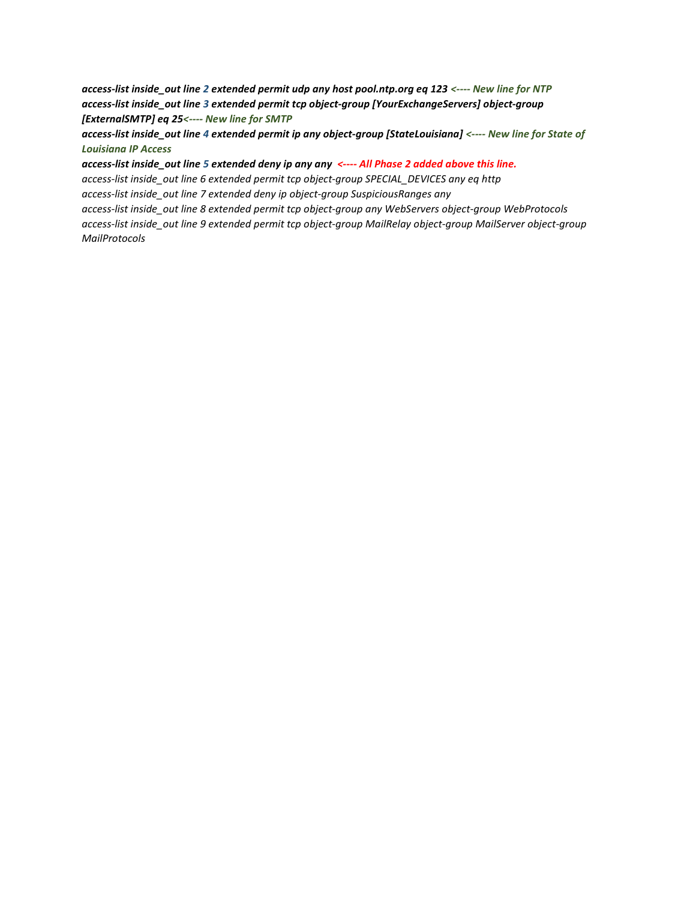***access-list inside_out line 2 extended permit udp any host pool.ntp.org eq 123 <---- New line for NTP***
***access-list inside_out line 3 extended permit tcp object-group [YourExchangeServers] object-group [ExternalSMTP] eq 25<---- New line for SMTP***
***access-list inside_out line 4 extended permit ip any object-group [StateLouisiana] <---- New line for State of Louisiana IP Access***
***access-list inside_out line 5 extended deny ip any any <---- All Phase 2 added above this line.***
*access-list inside_out line 6 extended permit tcp object-group SPECIAL_DEVICES any eq http*
*access-list inside_out line 7 extended deny ip object-group SuspiciousRanges any*
*access-list inside_out line 8 extended permit tcp object-group any WebServers object-group WebProtocols*
*access-list inside_out line 9 extended permit tcp object-group MailRelay object-group MailServer object-group MailProtocols*